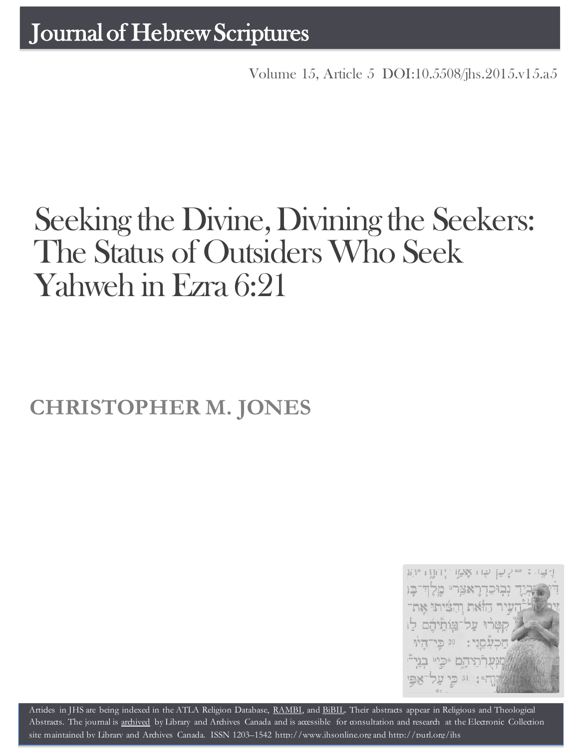# Journal of Hebrew Scriptures

Volume 15, Article 5 DOI:10.5508/jhs.2015.v15.a5

# Seeking the Divine, Divining the Seekers: The Status of Outsiders Who Seek Yahweh in Ezra 6:21

## CHRISTOPHER M. JONES

Articles in JHS are being indexed in the ATLA Religion Database, RAMBI, and BiBIL. Their abstracts appear in Religious and Theological Abstracts. The journal is archived by Library and Archives Canada and is accessible for consultation and research at the Electronic Collection site maintained by Library and Archives Canada. ISSN 1203–1542 http://www.jhsonline.org and http://purl.org/jhs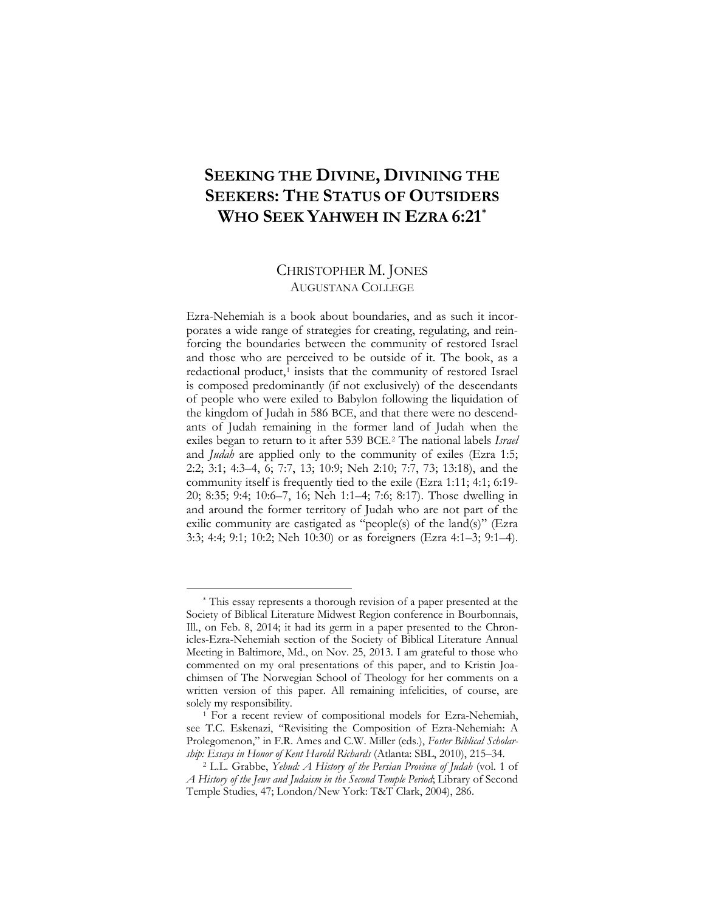# SEEKING THE DIVINE, DIVINING THE SEEKERS: THE STATUS OF OUTSIDERS WHO SEEK YAHWEH IN EZRA 6:21*

CHRISTOPHER M. JONES
AUGUSTANA COLLEGE

Ezra-Nehemiah is a book about boundaries, and as such it incorporates a wide range of strategies for creating, regulating, and reinforcing the boundaries between the community of restored Israel and those who are perceived to be outside of it. The book, as a redactional product,[1] insists that the community of restored Israel is composed predominantly (if not exclusively) of the descendants of people who were exiled to Babylon following the liquidation of the kingdom of Judah in 586 BCE, and that there were no descendants of Judah remaining in the former land of Judah when the exiles began to return to it after 539 BCE.[2] The national labels *Israel* and *Judah* are applied only to the community of exiles (Ezra 1:5; 2:2; 3:1; 4:3–4, 6; 7:7, 13; 10:9; Neh 2:10; 7:7, 73; 13:18), and the community itself is frequently tied to the exile (Ezra 1:11; 4:1; 6:19-20; 8:35; 9:4; 10:6–7, 16; Neh 1:1–4; 7:6; 8:17). Those dwelling in and around the former territory of Judah who are not part of the exilic community are castigated as "people(s) of the land(s)" (Ezra 3:3; 4:4; 9:1; 10:2; Neh 10:30) or as foreigners (Ezra 4:1–3; 9:1–4).

---

* This essay represents a thorough revision of a paper presented at the Society of Biblical Literature Midwest Region conference in Bourbonnais, Ill., on Feb. 8, 2014; it had its germ in a paper presented to the Chronicles-Ezra-Nehemiah section of the Society of Biblical Literature Annual Meeting in Baltimore, Md., on Nov. 25, 2013. I am grateful to those who commented on my oral presentations of this paper, and to Kristin Joachimsen of The Norwegian School of Theology for her comments on a written version of this paper. All remaining infelicities, of course, are solely my responsibility.

[1] For a recent review of compositional models for Ezra-Nehemiah, see T.C. Eskenazi, "Revisiting the Composition of Ezra-Nehemiah: A Prolegomenon," in F.R. Ames and C.W. Miller (eds.), *Foster Biblical Scholarship: Essays in Honor of Kent Harold Richards* (Atlanta: SBL, 2010), 215–34.

[2] L.L. Grabbe, *Yehud: A History of the Persian Province of Judah* (vol. 1 of *A History of the Jews and Judaism in the Second Temple Period*; Library of Second Temple Studies, 47; London/New York: T&T Clark, 2004), 286.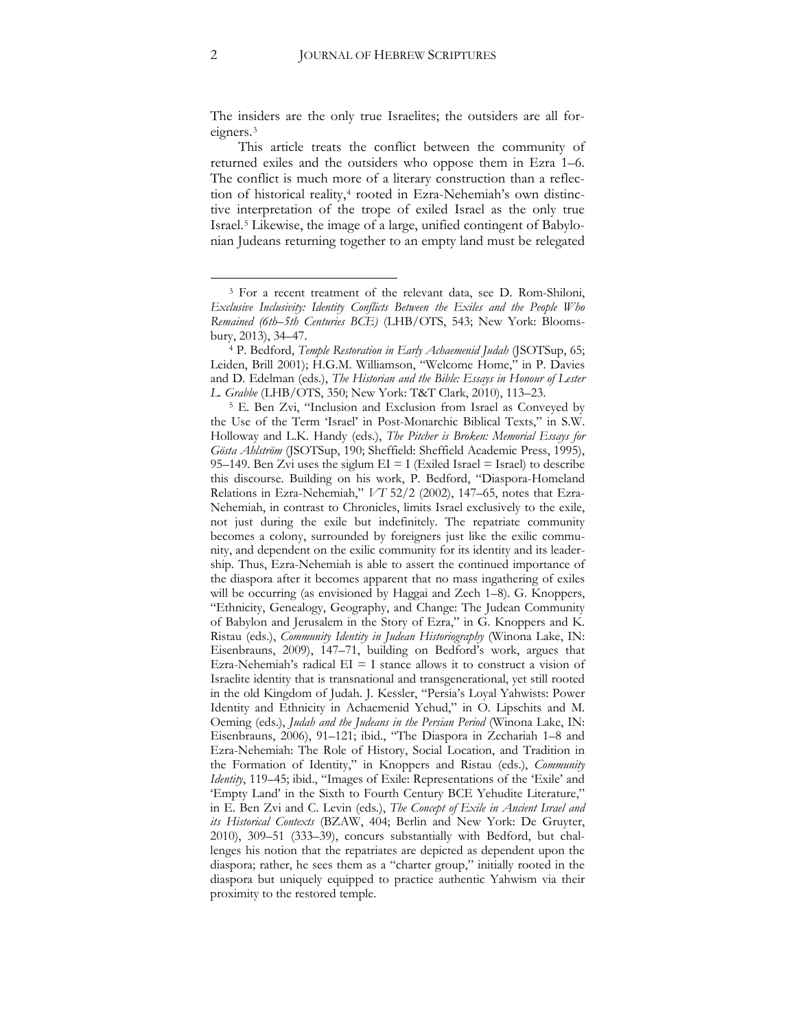The insiders are the only true Israelites; the outsiders are all foreigners.[3]

This article treats the conflict between the community of returned exiles and the outsiders who oppose them in Ezra 1–6. The conflict is much more of a literary construction than a reflection of historical reality,[4] rooted in Ezra-Nehemiah's own distinctive interpretation of the trope of exiled Israel as the only true Israel.[5] Likewise, the image of a large, unified contingent of Babylonian Judeans returning together to an empty land must be relegated

[3] For a recent treatment of the relevant data, see D. Rom-Shiloni, *Exclusive Inclusivity: Identity Conflicts Between the Exiles and the People Who Remained (6th–5th Centuries BCE)* (LHB/OTS, 543; New York: Bloomsbury, 2013), 34–47.

[4] P. Bedford, *Temple Restoration in Early Achaemenid Judah* (JSOTSup, 65; Leiden, Brill 2001); H.G.M. Williamson, "Welcome Home," in P. Davies and D. Edelman (eds.), *The Historian and the Bible: Essays in Honour of Lester L. Grabbe* (LHB/OTS, 350; New York: T&T Clark, 2010), 113–23.

[5] E. Ben Zvi, "Inclusion and Exclusion from Israel as Conveyed by the Use of the Term 'Israel' in Post-Monarchic Biblical Texts," in S.W. Holloway and L.K. Handy (eds.), *The Pitcher is Broken: Memorial Essays for Gösta Ahlström* (JSOTSup, 190; Sheffield: Sheffield Academic Press, 1995), 95–149. Ben Zvi uses the siglum EI = I (Exiled Israel = Israel) to describe this discourse. Building on his work, P. Bedford, "Diaspora-Homeland Relations in Ezra-Nehemiah," *VT* 52/2 (2002), 147–65, notes that Ezra-Nehemiah, in contrast to Chronicles, limits Israel exclusively to the exile, not just during the exile but indefinitely. The repatriate community becomes a colony, surrounded by foreigners just like the exilic community, and dependent on the exilic community for its identity and its leadership. Thus, Ezra-Nehemiah is able to assert the continued importance of the diaspora after it becomes apparent that no mass ingathering of exiles will be occurring (as envisioned by Haggai and Zech 1–8). G. Knoppers, "Ethnicity, Genealogy, Geography, and Change: The Judean Community of Babylon and Jerusalem in the Story of Ezra," in G. Knoppers and K. Ristau (eds.), *Community Identity in Judean Historiography* (Winona Lake, IN: Eisenbrauns, 2009), 147–71, building on Bedford's work, argues that Ezra-Nehemiah's radical EI = I stance allows it to construct a vision of Israelite identity that is transnational and transgenerational, yet still rooted in the old Kingdom of Judah. J. Kessler, "Persia's Loyal Yahwists: Power Identity and Ethnicity in Achaemenid Yehud," in O. Lipschits and M. Oeming (eds.), *Judah and the Judeans in the Persian Period* (Winona Lake, IN: Eisenbrauns, 2006), 91–121; ibid., "The Diaspora in Zechariah 1–8 and Ezra-Nehemiah: The Role of History, Social Location, and Tradition in the Formation of Identity," in Knoppers and Ristau (eds.), *Community Identity*, 119–45; ibid., "Images of Exile: Representations of the 'Exile' and 'Empty Land' in the Sixth to Fourth Century BCE Yehudite Literature," in E. Ben Zvi and C. Levin (eds.), *The Concept of Exile in Ancient Israel and its Historical Contexts* (BZAW, 404; Berlin and New York: De Gruyter, 2010), 309–51 (333–39), concurs substantially with Bedford, but challenges his notion that the repatriates are depicted as dependent upon the diaspora; rather, he sees them as a "charter group," initially rooted in the diaspora but uniquely equipped to practice authentic Yahwism via their proximity to the restored temple.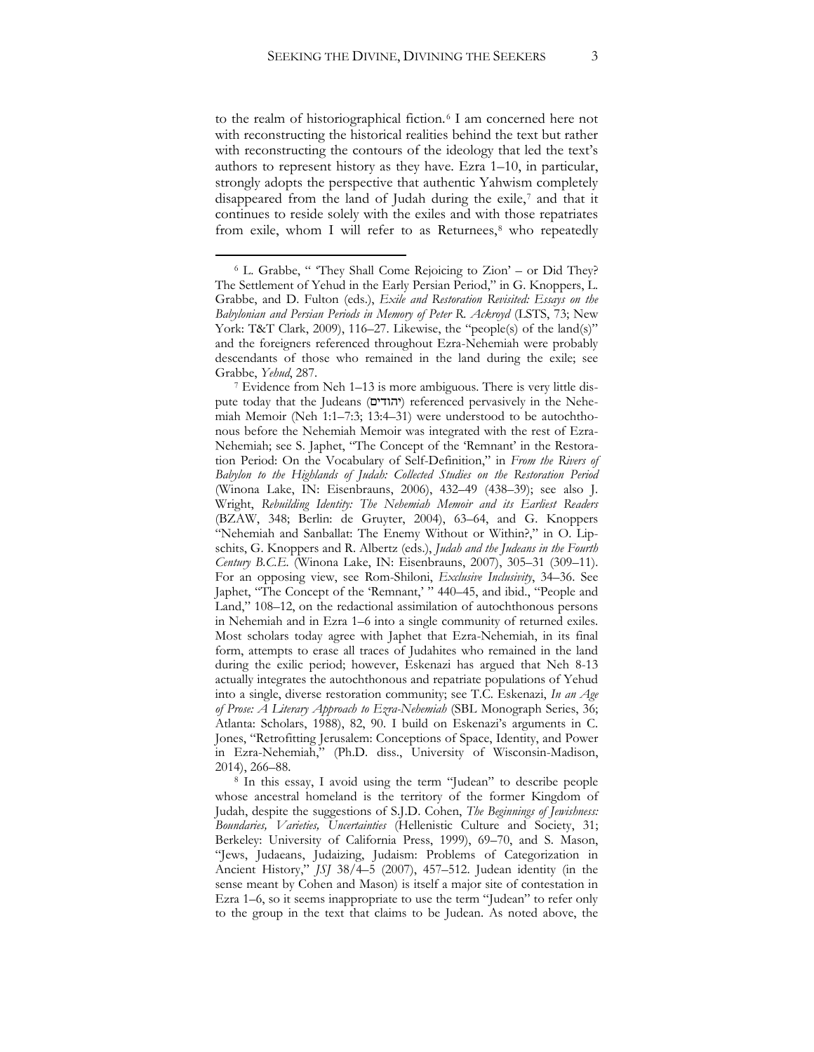to the realm of historiographical fiction.[6] I am concerned here not with reconstructing the historical realities behind the text but rather with reconstructing the contours of the ideology that led the text's authors to represent history as they have. Ezra 1–10, in particular, strongly adopts the perspective that authentic Yahwism completely disappeared from the land of Judah during the exile,[7] and that it continues to reside solely with the exiles and with those repatriates from exile, whom I will refer to as Returnees,[8] who repeatedly

---

[6] L. Grabbe, " 'They Shall Come Rejoicing to Zion' – or Did They? The Settlement of Yehud in the Early Persian Period," in G. Knoppers, L. Grabbe, and D. Fulton (eds.), *Exile and Restoration Revisited: Essays on the Babylonian and Persian Periods in Memory of Peter R. Ackroyd* (LSTS, 73; New York: T&T Clark, 2009), 116–27. Likewise, the "people(s) of the land(s)" and the foreigners referenced throughout Ezra-Nehemiah were probably descendants of those who remained in the land during the exile; see Grabbe, *Yehud*, 287.

[7] Evidence from Neh 1–13 is more ambiguous. There is very little dispute today that the Judeans (יהודים) referenced pervasively in the Nehemiah Memoir (Neh 1:1–7:3; 13:4–31) were understood to be autochthonous before the Nehemiah Memoir was integrated with the rest of Ezra-Nehemiah; see S. Japhet, "The Concept of the 'Remnant' in the Restoration Period: On the Vocabulary of Self-Definition," in *From the Rivers of Babylon to the Highlands of Judah: Collected Studies on the Restoration Period* (Winona Lake, IN: Eisenbrauns, 2006), 432–49 (438–39); see also J. Wright, *Rebuilding Identity: The Nehemiah Memoir and its Earliest Readers* (BZAW, 348; Berlin: de Gruyter, 2004), 63–64, and G. Knoppers "Nehemiah and Sanballat: The Enemy Without or Within?," in O. Lipschits, G. Knoppers and R. Albertz (eds.), *Judah and the Judeans in the Fourth Century B.C.E.* (Winona Lake, IN: Eisenbrauns, 2007), 305–31 (309–11). For an opposing view, see Rom-Shiloni, *Exclusive Inclusivity*, 34–36. See Japhet, "The Concept of the 'Remnant,' " 440–45, and ibid., "People and Land," 108–12, on the redactional assimilation of autochthonous persons in Nehemiah and in Ezra 1–6 into a single community of returned exiles. Most scholars today agree with Japhet that Ezra-Nehemiah, in its final form, attempts to erase all traces of Judahites who remained in the land during the exilic period; however, Eskenazi has argued that Neh 8-13 actually integrates the autochthonous and repatriate populations of Yehud into a single, diverse restoration community; see T.C. Eskenazi, *In an Age of Prose: A Literary Approach to Ezra-Nehemiah* (SBL Monograph Series, 36; Atlanta: Scholars, 1988), 82, 90. I build on Eskenazi's arguments in C. Jones, "Retrofitting Jerusalem: Conceptions of Space, Identity, and Power in Ezra-Nehemiah," (Ph.D. diss., University of Wisconsin-Madison, 2014), 266–88.

[8] In this essay, I avoid using the term "Judean" to describe people whose ancestral homeland is the territory of the former Kingdom of Judah, despite the suggestions of S.J.D. Cohen, *The Beginnings of Jewishness: Boundaries, Varieties, Uncertainties* (Hellenistic Culture and Society, 31; Berkeley: University of California Press, 1999), 69–70, and S. Mason, "Jews, Judaeans, Judaizing, Judaism: Problems of Categorization in Ancient History," *JSJ* 38/4–5 (2007), 457–512. Judean identity (in the sense meant by Cohen and Mason) is itself a major site of contestation in Ezra 1–6, so it seems inappropriate to use the term "Judean" to refer only to the group in the text that claims to be Judean. As noted above, the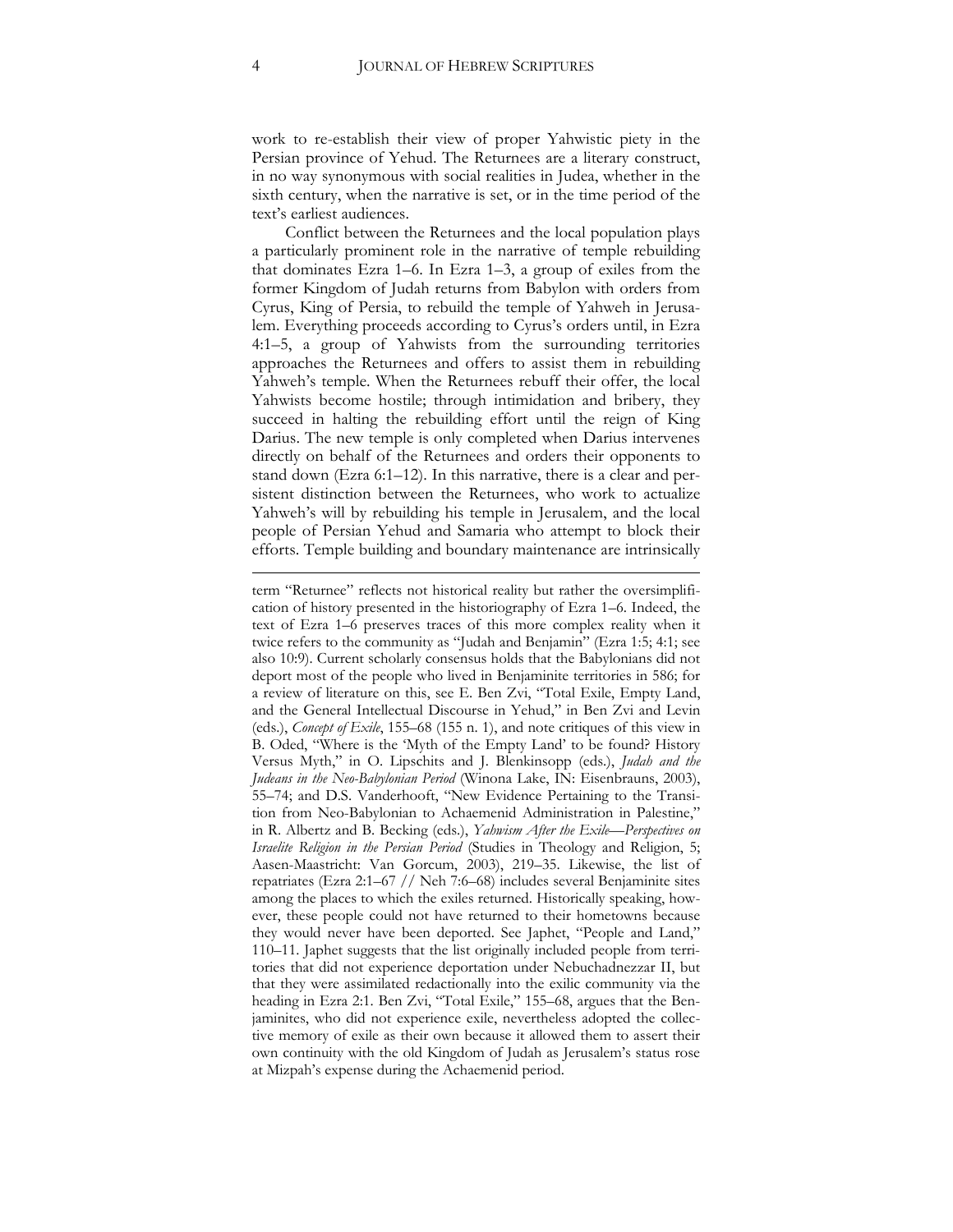work to re-establish their view of proper Yahwistic piety in the Persian province of Yehud. The Returnees are a literary construct, in no way synonymous with social realities in Judea, whether in the sixth century, when the narrative is set, or in the time period of the text's earliest audiences.

Conflict between the Returnees and the local population plays a particularly prominent role in the narrative of temple rebuilding that dominates Ezra 1–6. In Ezra 1–3, a group of exiles from the former Kingdom of Judah returns from Babylon with orders from Cyrus, King of Persia, to rebuild the temple of Yahweh in Jerusalem. Everything proceeds according to Cyrus's orders until, in Ezra 4:1–5, a group of Yahwists from the surrounding territories approaches the Returnees and offers to assist them in rebuilding Yahweh's temple. When the Returnees rebuff their offer, the local Yahwists become hostile; through intimidation and bribery, they succeed in halting the rebuilding effort until the reign of King Darius. The new temple is only completed when Darius intervenes directly on behalf of the Returnees and orders their opponents to stand down (Ezra 6:1–12). In this narrative, there is a clear and persistent distinction between the Returnees, who work to actualize Yahweh's will by rebuilding his temple in Jerusalem, and the local people of Persian Yehud and Samaria who attempt to block their efforts. Temple building and boundary maintenance are intrinsically

---

term "Returnee" reflects not historical reality but rather the oversimplification of history presented in the historiography of Ezra 1–6. Indeed, the text of Ezra 1–6 preserves traces of this more complex reality when it twice refers to the community as "Judah and Benjamin" (Ezra 1:5; 4:1; see also 10:9). Current scholarly consensus holds that the Babylonians did not deport most of the people who lived in Benjaminite territories in 586; for a review of literature on this, see E. Ben Zvi, "Total Exile, Empty Land, and the General Intellectual Discourse in Yehud," in Ben Zvi and Levin (eds.), *Concept of Exile*, 155–68 (155 n. 1), and note critiques of this view in B. Oded, "Where is the 'Myth of the Empty Land' to be found? History Versus Myth," in O. Lipschits and J. Blenkinsopp (eds.), *Judah and the Judeans in the Neo-Babylonian Period* (Winona Lake, IN: Eisenbrauns, 2003), 55–74; and D.S. Vanderhooft, "New Evidence Pertaining to the Transition from Neo-Babylonian to Achaemenid Administration in Palestine," in R. Albertz and B. Becking (eds.), *Yahwism After the Exile—Perspectives on Israelite Religion in the Persian Period* (Studies in Theology and Religion, 5; Aasen-Maastricht: Van Gorcum, 2003), 219–35. Likewise, the list of repatriates (Ezra 2:1–67 // Neh 7:6–68) includes several Benjaminite sites among the places to which the exiles returned. Historically speaking, however, these people could not have returned to their hometowns because they would never have been deported. See Japhet, "People and Land," 110–11. Japhet suggests that the list originally included people from territories that did not experience deportation under Nebuchadnezzar II, but that they were assimilated redactionally into the exilic community via the heading in Ezra 2:1. Ben Zvi, "Total Exile," 155–68, argues that the Benjaminites, who did not experience exile, nevertheless adopted the collective memory of exile as their own because it allowed them to assert their own continuity with the old Kingdom of Judah as Jerusalem's status rose at Mizpah's expense during the Achaemenid period.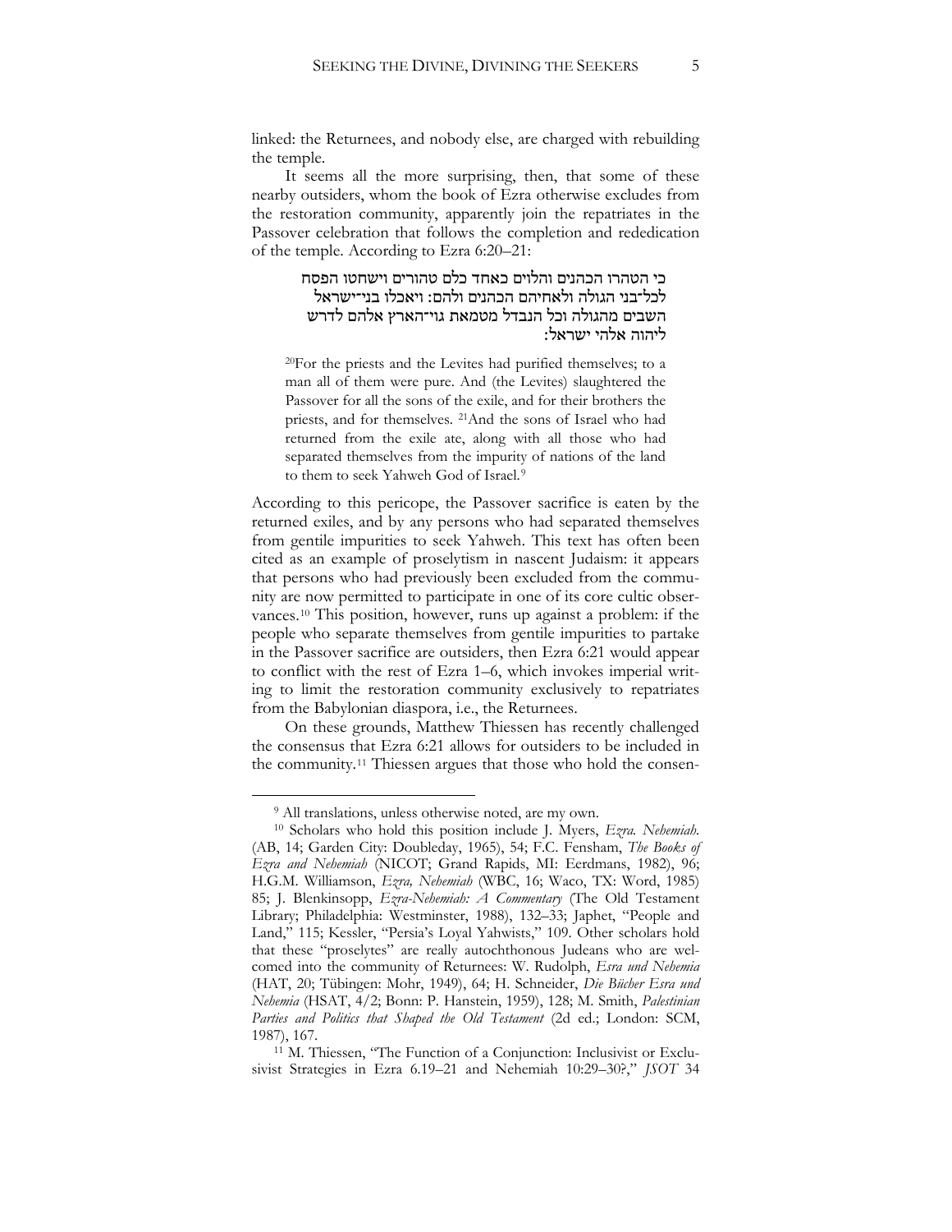linked: the Returnees, and nobody else, are charged with rebuilding the temple.

It seems all the more surprising, then, that some of these nearby outsiders, whom the book of Ezra otherwise excludes from the restoration community, apparently join the repatriates in the Passover celebration that follows the completion and rededication of the temple. According to Ezra 6:20–21:

> כי הטהרו הכהנים והלוים כאחד כלם טהורים וישחטו הפסח לכל־בני הגולה ולאחיהם הכהנים ולהם: ויאכלו בני־ישראל השבים מהגולה וכל הנבדל מטמאת גוי־הארץ אלהם לדרש ליהוה אלהי ישראל:
>
> [20]For the priests and the Levites had purified themselves; to a man all of them were pure. And (the Levites) slaughtered the Passover for all the sons of the exile, and for their brothers the priests, and for themselves. [21]And the sons of Israel who had returned from the exile ate, along with all those who had separated themselves from the impurity of nations of the land to them to seek Yahweh God of Israel.[9]

According to this pericope, the Passover sacrifice is eaten by the returned exiles, and by any persons who had separated themselves from gentile impurities to seek Yahweh. This text has often been cited as an example of proselytism in nascent Judaism: it appears that persons who had previously been excluded from the community are now permitted to participate in one of its core cultic observances.[10] This position, however, runs up against a problem: if the people who separate themselves from gentile impurities to partake in the Passover sacrifice are outsiders, then Ezra 6:21 would appear to conflict with the rest of Ezra 1–6, which invokes imperial writing to limit the restoration community exclusively to repatriates from the Babylonian diaspora, i.e., the Returnees.

On these grounds, Matthew Thiessen has recently challenged the consensus that Ezra 6:21 allows for outsiders to be included in the community.[11] Thiessen argues that those who hold the consen-

---

[9] All translations, unless otherwise noted, are my own.

[10] Scholars who hold this position include J. Myers, *Ezra. Nehemiah.* (AB, 14; Garden City: Doubleday, 1965), 54; F.C. Fensham, *The Books of Ezra and Nehemiah* (NICOT; Grand Rapids, MI: Eerdmans, 1982), 96; H.G.M. Williamson, *Ezra, Nehemiah* (WBC, 16; Waco, TX: Word, 1985) 85; J. Blenkinsopp, *Ezra-Nehemiah: A Commentary* (The Old Testament Library; Philadelphia: Westminster, 1988), 132–33; Japhet, "People and Land," 115; Kessler, "Persia's Loyal Yahwists," 109. Other scholars hold that these "proselytes" are really autochthonous Judeans who are welcomed into the community of Returnees: W. Rudolph, *Esra und Nehemia* (HAT, 20; Tübingen: Mohr, 1949), 64; H. Schneider, *Die Bücher Esra und Nehemia* (HSAT, 4/2; Bonn: P. Hanstein, 1959), 128; M. Smith, *Palestinian Parties and Politics that Shaped the Old Testament* (2d ed.; London: SCM, 1987), 167.

[11] M. Thiessen, "The Function of a Conjunction: Inclusivist or Exclusivist Strategies in Ezra 6.19–21 and Nehemiah 10:29–30?," *JSOT* 34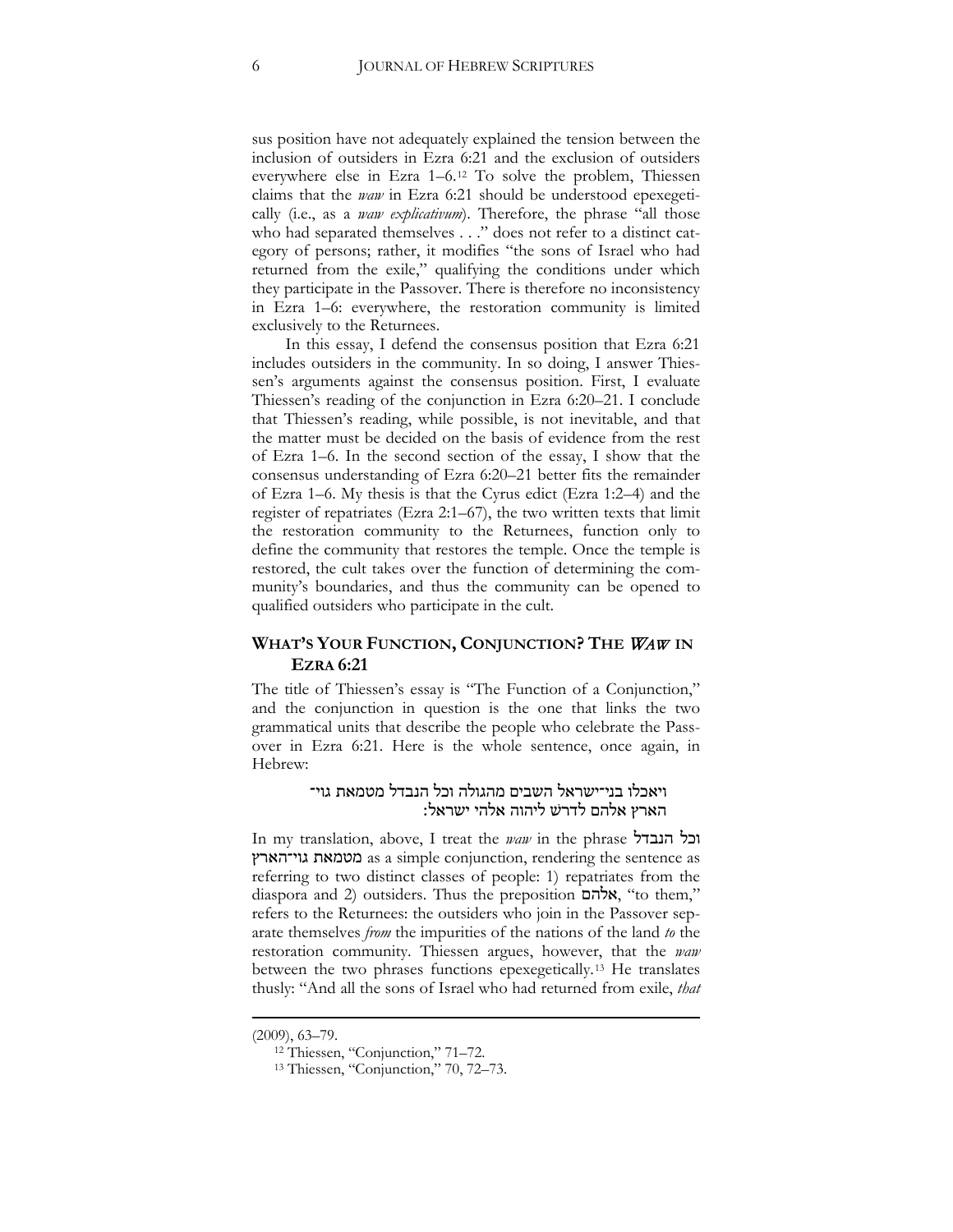sus position have not adequately explained the tension between the inclusion of outsiders in Ezra 6:21 and the exclusion of outsiders everywhere else in Ezra 1–6.[12] To solve the problem, Thiessen claims that the *waw* in Ezra 6:21 should be understood epexegetically (i.e., as a *waw explicativum*). Therefore, the phrase "all those who had separated themselves . . ." does not refer to a distinct category of persons; rather, it modifies "the sons of Israel who had returned from the exile," qualifying the conditions under which they participate in the Passover. There is therefore no inconsistency in Ezra 1–6: everywhere, the restoration community is limited exclusively to the Returnees.

In this essay, I defend the consensus position that Ezra 6:21 includes outsiders in the community. In so doing, I answer Thiessen's arguments against the consensus position. First, I evaluate Thiessen's reading of the conjunction in Ezra 6:20–21. I conclude that Thiessen's reading, while possible, is not inevitable, and that the matter must be decided on the basis of evidence from the rest of Ezra 1–6. In the second section of the essay, I show that the consensus understanding of Ezra 6:20–21 better fits the remainder of Ezra 1–6. My thesis is that the Cyrus edict (Ezra 1:2–4) and the register of repatriates (Ezra 2:1–67), the two written texts that limit the restoration community to the Returnees, function only to define the community that restores the temple. Once the temple is restored, the cult takes over the function of determining the community's boundaries, and thus the community can be opened to qualified outsiders who participate in the cult.

## WHAT'S YOUR FUNCTION, CONJUNCTION? THE *WAW* IN EZRA 6:21

The title of Thiessen's essay is "The Function of a Conjunction," and the conjunction in question is the one that links the two grammatical units that describe the people who celebrate the Passover in Ezra 6:21. Here is the whole sentence, once again, in Hebrew:

ויאכלו בני־ישראל השבים מהגולה וכל הנבדל מטמאת גוי־הארץ אלהם לדרש ליהוה אלהי ישראל:

In my translation, above, I treat the *waw* in the phrase וכל הנבדל מטמאת גוי־הארץ as a simple conjunction, rendering the sentence as referring to two distinct classes of people: 1) repatriates from the diaspora and 2) outsiders. Thus the preposition אלהם, "to them," refers to the Returnees: the outsiders who join in the Passover separate themselves *from* the impurities of the nations of the land *to* the restoration community. Thiessen argues, however, that the *waw* between the two phrases functions epexegetically.[13] He translates thusly: "And all the sons of Israel who had returned from exile, *that*

(2009), 63–79.

[12] Thiessen, "Conjunction," 71–72.

[13] Thiessen, "Conjunction," 70, 72–73.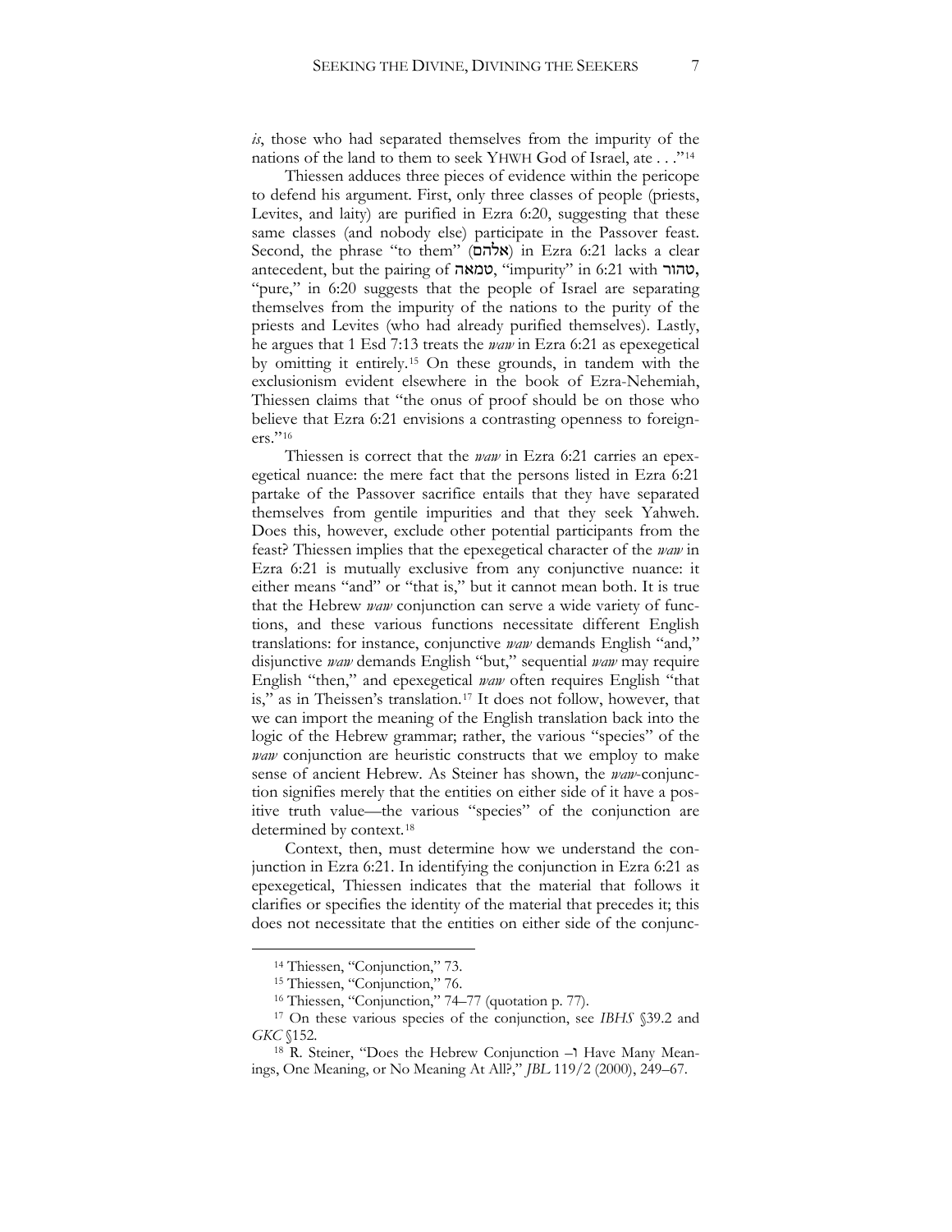*is*, those who had separated themselves from the impurity of the nations of the land to them to seek YHWH God of Israel, ate . . ."[14]

Thiessen adduces three pieces of evidence within the pericope to defend his argument. First, only three classes of people (priests, Levites, and laity) are purified in Ezra 6:20, suggesting that these same classes (and nobody else) participate in the Passover feast. Second, the phrase "to them" (אלהם) in Ezra 6:21 lacks a clear antecedent, but the pairing of טמאה, "impurity" in 6:21 with טהור, "pure," in 6:20 suggests that the people of Israel are separating themselves from the impurity of the nations to the purity of the priests and Levites (who had already purified themselves). Lastly, he argues that 1 Esd 7:13 treats the *waw* in Ezra 6:21 as epexegetical by omitting it entirely.[15] On these grounds, in tandem with the exclusionism evident elsewhere in the book of Ezra-Nehemiah, Thiessen claims that "the onus of proof should be on those who believe that Ezra 6:21 envisions a contrasting openness to foreigners."[16]

Thiessen is correct that the *waw* in Ezra 6:21 carries an epexegetical nuance: the mere fact that the persons listed in Ezra 6:21 partake of the Passover sacrifice entails that they have separated themselves from gentile impurities and that they seek Yahweh. Does this, however, exclude other potential participants from the feast? Thiessen implies that the epexegetical character of the *waw* in Ezra 6:21 is mutually exclusive from any conjunctive nuance: it either means "and" or "that is," but it cannot mean both. It is true that the Hebrew *waw* conjunction can serve a wide variety of functions, and these various functions necessitate different English translations: for instance, conjunctive *waw* demands English "and," disjunctive *waw* demands English "but," sequential *waw* may require English "then," and epexegetical *waw* often requires English "that is," as in Theissen's translation.[17] It does not follow, however, that we can import the meaning of the English translation back into the logic of the Hebrew grammar; rather, the various "species" of the *waw* conjunction are heuristic constructs that we employ to make sense of ancient Hebrew. As Steiner has shown, the *waw*-conjunction signifies merely that the entities on either side of it have a positive truth value—the various "species" of the conjunction are determined by context.[18]

Context, then, must determine how we understand the conjunction in Ezra 6:21. In identifying the conjunction in Ezra 6:21 as epexegetical, Thiessen indicates that the material that follows it clarifies or specifies the identity of the material that precedes it; this does not necessitate that the entities on either side of the conjunc-

---

[14] Thiessen, "Conjunction," 73.

[15] Thiessen, "Conjunction," 76.

[16] Thiessen, "Conjunction," 74–77 (quotation p. 77).

[17] On these various species of the conjunction, see *IBHS* §39.2 and *GKC* §152.

[18] R. Steiner, "Does the Hebrew Conjunction -ו Have Many Meanings, One Meaning, or No Meaning At All?," *JBL* 119/2 (2000), 249–67.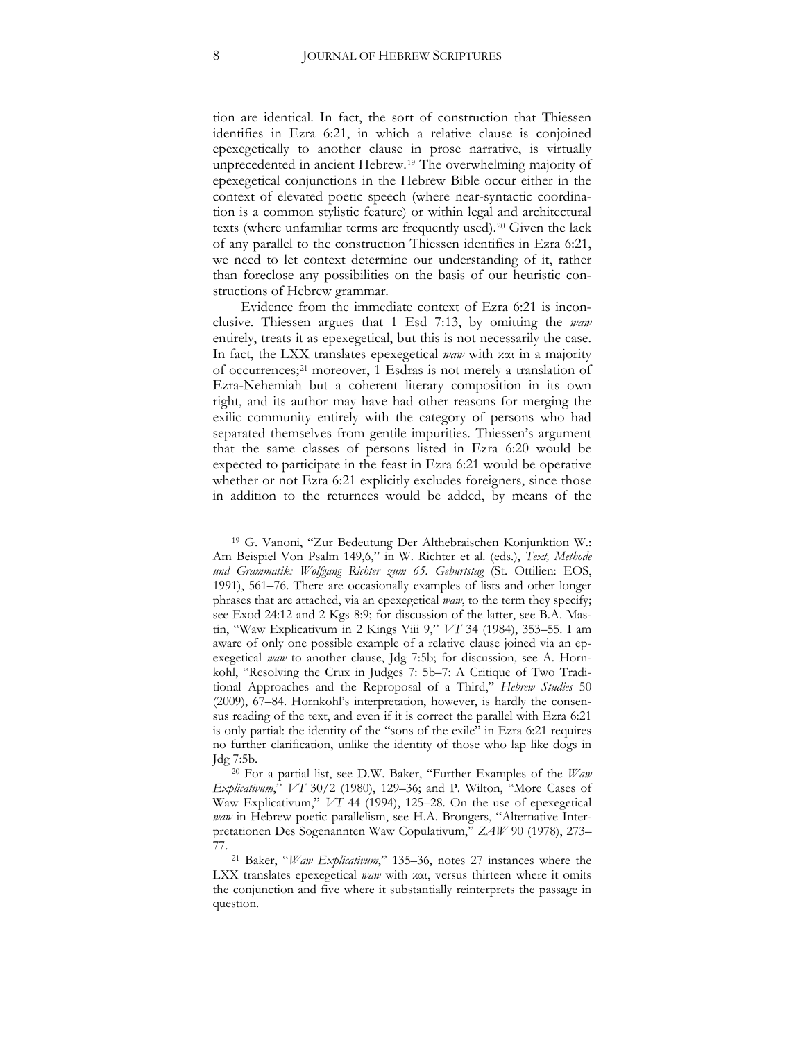tion are identical. In fact, the sort of construction that Thiessen identifies in Ezra 6:21, in which a relative clause is conjoined epexegetically to another clause in prose narrative, is virtually unprecedented in ancient Hebrew.[19] The overwhelming majority of epexegetical conjunctions in the Hebrew Bible occur either in the context of elevated poetic speech (where near-syntactic coordination is a common stylistic feature) or within legal and architectural texts (where unfamiliar terms are frequently used).[20] Given the lack of any parallel to the construction Thiessen identifies in Ezra 6:21, we need to let context determine our understanding of it, rather than foreclose any possibilities on the basis of our heuristic constructions of Hebrew grammar.

Evidence from the immediate context of Ezra 6:21 is inconclusive. Thiessen argues that 1 Esd 7:13, by omitting the *waw* entirely, treats it as epexegetical, but this is not necessarily the case. In fact, the LXX translates epexegetical *waw* with καὶ in a majority of occurrences;[21] moreover, 1 Esdras is not merely a translation of Ezra-Nehemiah but a coherent literary composition in its own right, and its author may have had other reasons for merging the exilic community entirely with the category of persons who had separated themselves from gentile impurities. Thiessen's argument that the same classes of persons listed in Ezra 6:20 would be expected to participate in the feast in Ezra 6:21 would be operative whether or not Ezra 6:21 explicitly excludes foreigners, since those in addition to the returnees would be added, by means of the

---

[19] G. Vanoni, "Zur Bedeutung Der Althebraischen Konjunktion W.: Am Beispiel Von Psalm 149,6," in W. Richter et al. (eds.), *Text, Methode und Grammatik: Wolfgang Richter zum 65. Geburtstag* (St. Ottilien: EOS, 1991), 561–76. There are occasionally examples of lists and other longer phrases that are attached, via an epexegetical *waw*, to the term they specify; see Exod 24:12 and 2 Kgs 8:9; for discussion of the latter, see B.A. Mastin, "Waw Explicativum in 2 Kings Viii 9," *VT* 34 (1984), 353–55. I am aware of only one possible example of a relative clause joined via an epexegetical *waw* to another clause, Jdg 7:5b; for discussion, see A. Hornkohl, "Resolving the Crux in Judges 7: 5b–7: A Critique of Two Traditional Approaches and the Reproposal of a Third," *Hebrew Studies* 50 (2009), 67–84. Hornkohl's interpretation, however, is hardly the consensus reading of the text, and even if it is correct the parallel with Ezra 6:21 is only partial: the identity of the "sons of the exile" in Ezra 6:21 requires no further clarification, unlike the identity of those who lap like dogs in Jdg 7:5b.

[20] For a partial list, see D.W. Baker, "Further Examples of the *Waw Explicativum*," *VT* 30/2 (1980), 129–36; and P. Wilton, "More Cases of Waw Explicativum," *VT* 44 (1994), 125–28. On the use of epexegetical *waw* in Hebrew poetic parallelism, see H.A. Brongers, "Alternative Interpretationen Des Sogenannten Waw Copulativum," *ZAW* 90 (1978), 273–77.

[21] Baker, "*Waw Explicativum*," 135–36, notes 27 instances where the LXX translates epexegetical *waw* with καὶ, versus thirteen where it omits the conjunction and five where it substantially reinterprets the passage in question.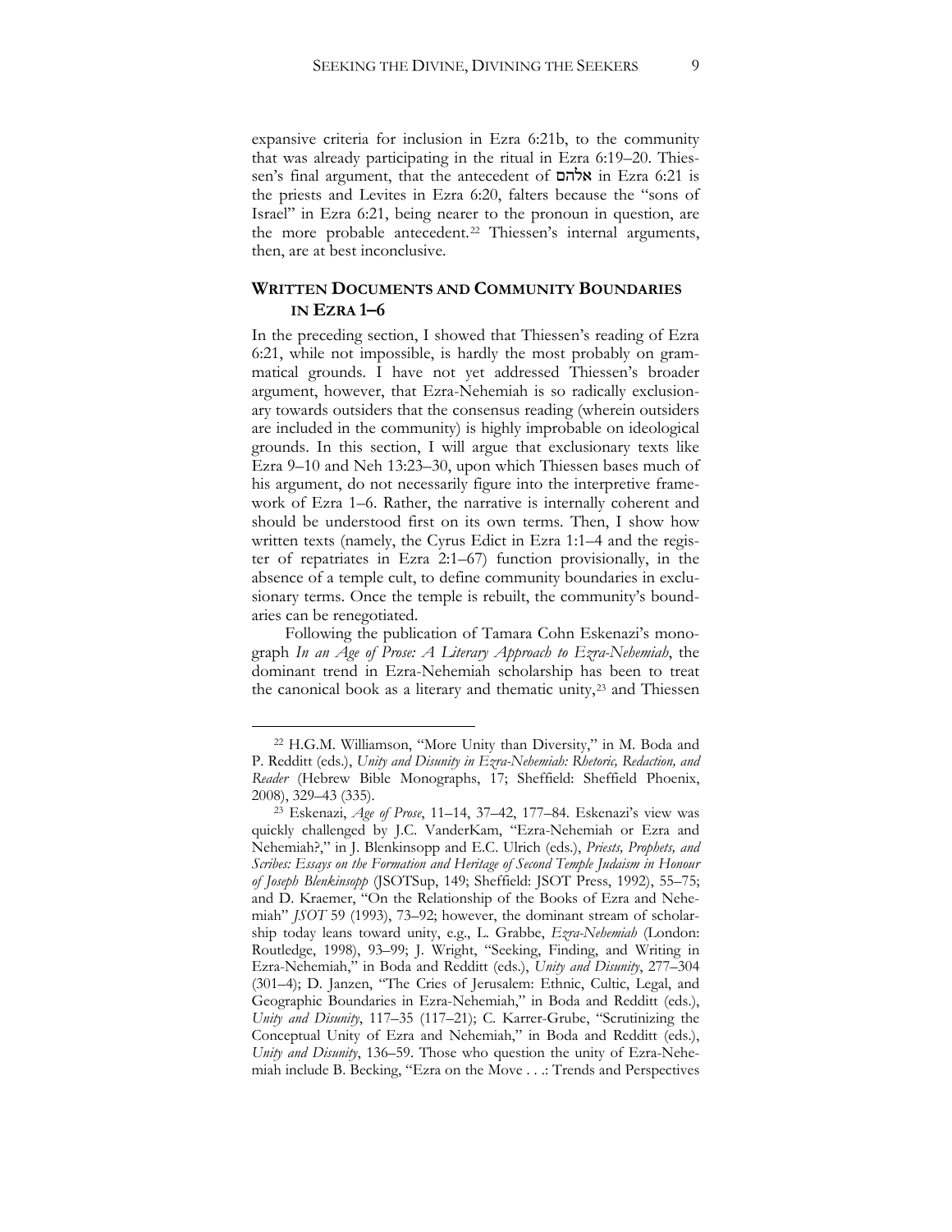expansive criteria for inclusion in Ezra 6:21b, to the community that was already participating in the ritual in Ezra 6:19–20. Thiessen's final argument, that the antecedent of אלהם in Ezra 6:21 is the priests and Levites in Ezra 6:20, falters because the "sons of Israel" in Ezra 6:21, being nearer to the pronoun in question, are the more probable antecedent.[22] Thiessen's internal arguments, then, are at best inconclusive.

## WRITTEN DOCUMENTS AND COMMUNITY BOUNDARIES IN EZRA 1–6

In the preceding section, I showed that Thiessen's reading of Ezra 6:21, while not impossible, is hardly the most probably on grammatical grounds. I have not yet addressed Thiessen's broader argument, however, that Ezra-Nehemiah is so radically exclusionary towards outsiders that the consensus reading (wherein outsiders are included in the community) is highly improbable on ideological grounds. In this section, I will argue that exclusionary texts like Ezra 9–10 and Neh 13:23–30, upon which Thiessen bases much of his argument, do not necessarily figure into the interpretive framework of Ezra 1–6. Rather, the narrative is internally coherent and should be understood first on its own terms. Then, I show how written texts (namely, the Cyrus Edict in Ezra 1:1–4 and the register of repatriates in Ezra 2:1–67) function provisionally, in the absence of a temple cult, to define community boundaries in exclusionary terms. Once the temple is rebuilt, the community's boundaries can be renegotiated.

Following the publication of Tamara Cohn Eskenazi's monograph *In an Age of Prose: A Literary Approach to Ezra-Nehemiah*, the dominant trend in Ezra-Nehemiah scholarship has been to treat the canonical book as a literary and thematic unity,[23] and Thiessen

---

[22] H.G.M. Williamson, "More Unity than Diversity," in M. Boda and P. Redditt (eds.), *Unity and Disunity in Ezra-Nehemiah: Rhetoric, Redaction, and Reader* (Hebrew Bible Monographs, 17; Sheffield: Sheffield Phoenix, 2008), 329–43 (335).

[23] Eskenazi, *Age of Prose*, 11–14, 37–42, 177–84. Eskenazi's view was quickly challenged by J.C. VanderKam, "Ezra-Nehemiah or Ezra and Nehemiah?," in J. Blenkinsopp and E.C. Ulrich (eds.), *Priests, Prophets, and Scribes: Essays on the Formation and Heritage of Second Temple Judaism in Honour of Joseph Blenkinsopp* (JSOTSup, 149; Sheffield: JSOT Press, 1992), 55–75; and D. Kraemer, "On the Relationship of the Books of Ezra and Nehemiah" *JSOT* 59 (1993), 73–92; however, the dominant stream of scholarship today leans toward unity, e.g., L. Grabbe, *Ezra-Nehemiah* (London: Routledge, 1998), 93–99; J. Wright, "Seeking, Finding, and Writing in Ezra-Nehemiah," in Boda and Redditt (eds.), *Unity and Disunity*, 277–304 (301–4); D. Janzen, "The Cries of Jerusalem: Ethnic, Cultic, Legal, and Geographic Boundaries in Ezra-Nehemiah," in Boda and Redditt (eds.), *Unity and Disunity*, 117–35 (117–21); C. Karrer-Grube, "Scrutinizing the Conceptual Unity of Ezra and Nehemiah," in Boda and Redditt (eds.), *Unity and Disunity*, 136–59. Those who question the unity of Ezra-Nehemiah include B. Becking, "Ezra on the Move . . .: Trends and Perspectives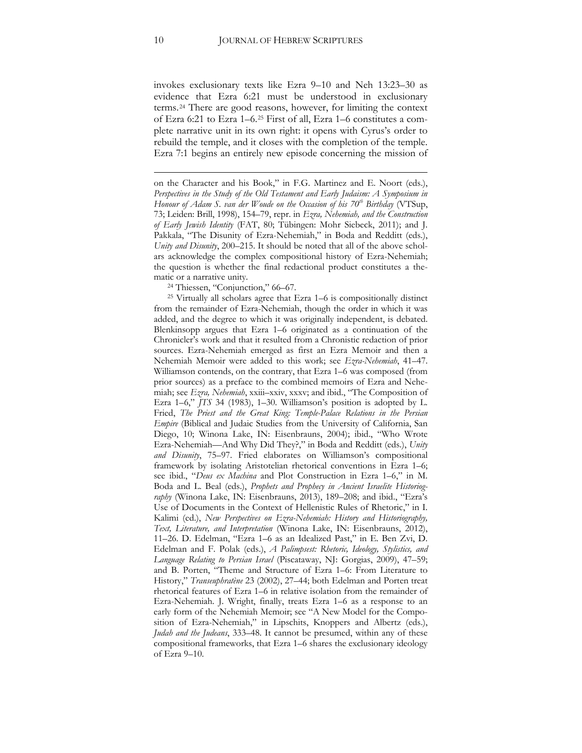invokes exclusionary texts like Ezra 9–10 and Neh 13:23–30 as evidence that Ezra 6:21 must be understood in exclusionary terms.[24] There are good reasons, however, for limiting the context of Ezra 6:21 to Ezra 1–6.[25] First of all, Ezra 1–6 constitutes a complete narrative unit in its own right: it opens with Cyrus's order to rebuild the temple, and it closes with the completion of the temple. Ezra 7:1 begins an entirely new episode concerning the mission of

---

on the Character and his Book," in F.G. Martinez and E. Noort (eds.), *Perspectives in the Study of the Old Testament and Early Judaism: A Symposium in Honour of Adam S. van der Woude on the Occasion of his 70th Birthday* (VTSup, 73; Leiden: Brill, 1998), 154–79, repr. in *Ezra, Nehemiah, and the Construction of Early Jewish Identity* (FAT, 80; Tübingen: Mohr Siebeck, 2011); and J. Pakkala, "The Disunity of Ezra-Nehemiah," in Boda and Redditt (eds.), *Unity and Disunity*, 200–215. It should be noted that all of the above scholars acknowledge the complex compositional history of Ezra-Nehemiah; the question is whether the final redactional product constitutes a thematic or a narrative unity.

[24] Thiessen, "Conjunction," 66–67.

[25] Virtually all scholars agree that Ezra 1–6 is compositionally distinct from the remainder of Ezra-Nehemiah, though the order in which it was added, and the degree to which it was originally independent, is debated. Blenkinsopp argues that Ezra 1–6 originated as a continuation of the Chronicler's work and that it resulted from a Chronistic redaction of prior sources. Ezra-Nehemiah emerged as first an Ezra Memoir and then a Nehemiah Memoir were added to this work; see *Ezra-Nehemiah*, 41–47. Williamson contends, on the contrary, that Ezra 1–6 was composed (from prior sources) as a preface to the combined memoirs of Ezra and Nehemiah; see *Ezra, Nehemiah*, xxiii–xxiv, xxxv; and ibid., "The Composition of Ezra 1–6," *JTS* 34 (1983), 1–30. Williamson's position is adopted by L. Fried, *The Priest and the Great King: Temple-Palace Relations in the Persian Empire* (Biblical and Judaic Studies from the University of California, San Diego, 10; Winona Lake, IN: Eisenbrauns, 2004); ibid., "Who Wrote Ezra-Nehemiah—And Why Did They?," in Boda and Redditt (eds.), *Unity and Disunity*, 75–97. Fried elaborates on Williamson's compositional framework by isolating Aristotelian rhetorical conventions in Ezra 1–6; see ibid., "*Deus ex Machina* and Plot Construction in Ezra 1–6," in M. Boda and L. Beal (eds.), *Prophets and Prophecy in Ancient Israelite Historiography* (Winona Lake, IN: Eisenbrauns, 2013), 189–208; and ibid., "Ezra's Use of Documents in the Context of Hellenistic Rules of Rhetoric," in I. Kalimi (ed.), *New Perspectives on Ezra-Nehemiah: History and Historiography, Text, Literature, and Interpretation* (Winona Lake, IN: Eisenbrauns, 2012), 11–26. D. Edelman, "Ezra 1–6 as an Idealized Past," in E. Ben Zvi, D. Edelman and F. Polak (eds.), *A Palimpsest: Rhetoric, Ideology, Stylistics, and Language Relating to Persian Israel* (Piscataway, NJ: Gorgias, 2009), 47–59; and B. Porten, "Theme and Structure of Ezra 1–6: From Literature to History," *Transeuphratène* 23 (2002), 27–44; both Edelman and Porten treat rhetorical features of Ezra 1–6 in relative isolation from the remainder of Ezra-Nehemiah. J. Wright, finally, treats Ezra 1–6 as a response to an early form of the Nehemiah Memoir; see "A New Model for the Composition of Ezra-Nehemiah," in Lipschits, Knoppers and Albertz (eds.), *Judah and the Judeans*, 333–48. It cannot be presumed, within any of these compositional frameworks, that Ezra 1–6 shares the exclusionary ideology of Ezra 9–10.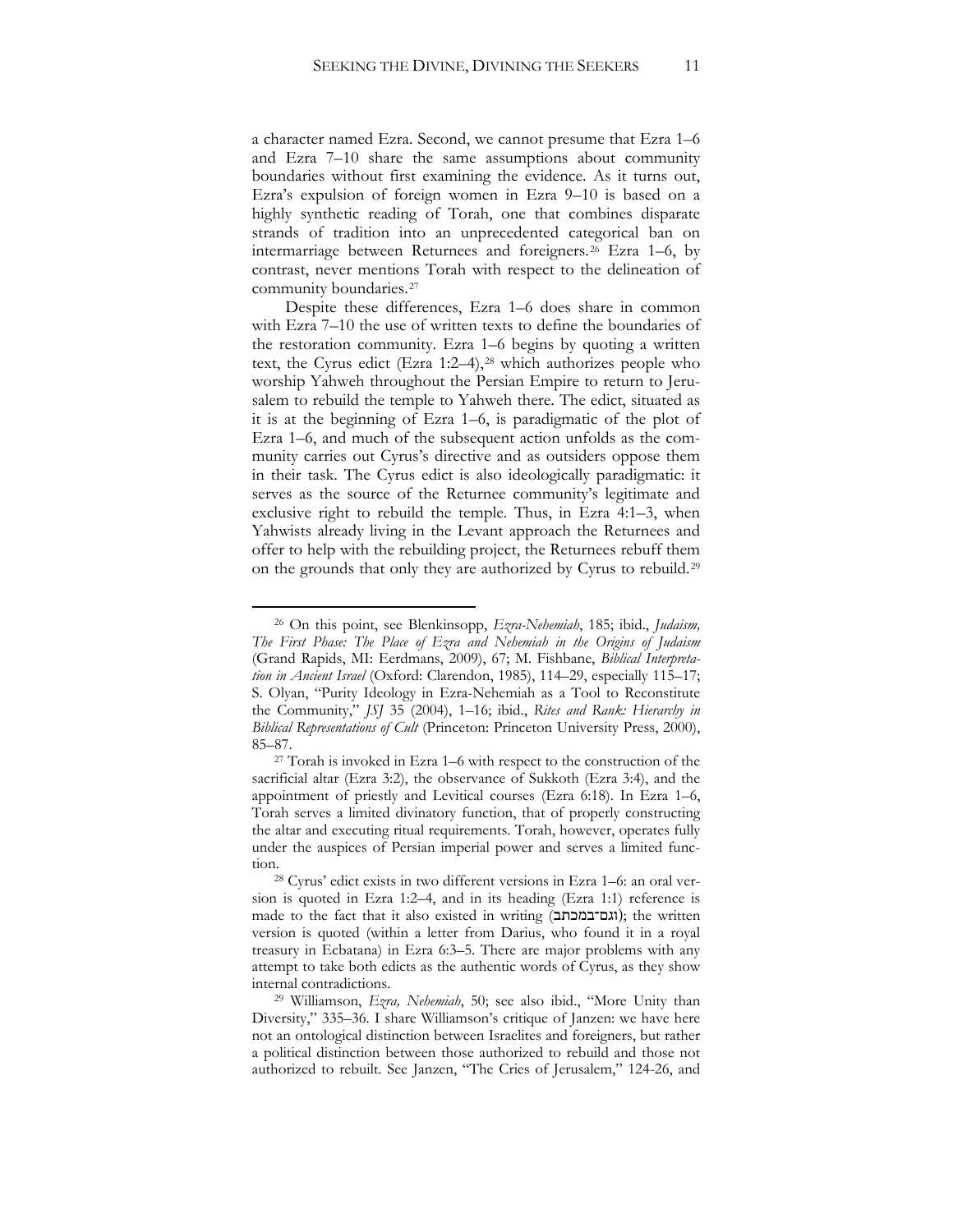a character named Ezra. Second, we cannot presume that Ezra 1–6 and Ezra 7–10 share the same assumptions about community boundaries without first examining the evidence. As it turns out, Ezra's expulsion of foreign women in Ezra 9–10 is based on a highly synthetic reading of Torah, one that combines disparate strands of tradition into an unprecedented categorical ban on intermarriage between Returnees and foreigners.[26] Ezra 1–6, by contrast, never mentions Torah with respect to the delineation of community boundaries.[27]

Despite these differences, Ezra 1–6 does share in common with Ezra 7–10 the use of written texts to define the boundaries of the restoration community. Ezra 1–6 begins by quoting a written text, the Cyrus edict (Ezra 1:2–4),[28] which authorizes people who worship Yahweh throughout the Persian Empire to return to Jerusalem to rebuild the temple to Yahweh there. The edict, situated as it is at the beginning of Ezra 1–6, is paradigmatic of the plot of Ezra 1–6, and much of the subsequent action unfolds as the community carries out Cyrus's directive and as outsiders oppose them in their task. The Cyrus edict is also ideologically paradigmatic: it serves as the source of the Returnee community's legitimate and exclusive right to rebuild the temple. Thus, in Ezra 4:1–3, when Yahwists already living in the Levant approach the Returnees and offer to help with the rebuilding project, the Returnees rebuff them on the grounds that only they are authorized by Cyrus to rebuild.[29]

---

[26] On this point, see Blenkinsopp, *Ezra-Nehemiah*, 185; ibid., *Judaism, The First Phase: The Place of Ezra and Nehemiah in the Origins of Judaism* (Grand Rapids, MI: Eerdmans, 2009), 67; M. Fishbane, *Biblical Interpretation in Ancient Israel* (Oxford: Clarendon, 1985), 114–29, especially 115–17; S. Olyan, "Purity Ideology in Ezra-Nehemiah as a Tool to Reconstitute the Community," *JSJ* 35 (2004), 1–16; ibid., *Rites and Rank: Hierarchy in Biblical Representations of Cult* (Princeton: Princeton University Press, 2000), 85–87.

[27] Torah is invoked in Ezra 1–6 with respect to the construction of the sacrificial altar (Ezra 3:2), the observance of Sukkoth (Ezra 3:4), and the appointment of priestly and Levitical courses (Ezra 6:18). In Ezra 1–6, Torah serves a limited divinatory function, that of properly constructing the altar and executing ritual requirements. Torah, however, operates fully under the auspices of Persian imperial power and serves a limited function.

[28] Cyrus' edict exists in two different versions in Ezra 1–6: an oral version is quoted in Ezra 1:2–4, and in its heading (Ezra 1:1) reference is made to the fact that it also existed in writing (וגם־במכתב); the written version is quoted (within a letter from Darius, who found it in a royal treasury in Ecbatana) in Ezra 6:3–5. There are major problems with any attempt to take both edicts as the authentic words of Cyrus, as they show internal contradictions.

[29] Williamson, *Ezra, Nehemiah*, 50; see also ibid., "More Unity than Diversity," 335–36. I share Williamson's critique of Janzen: we have here not an ontological distinction between Israelites and foreigners, but rather a political distinction between those authorized to rebuild and those not authorized to rebuilt. See Janzen, "The Cries of Jerusalem," 124-26, and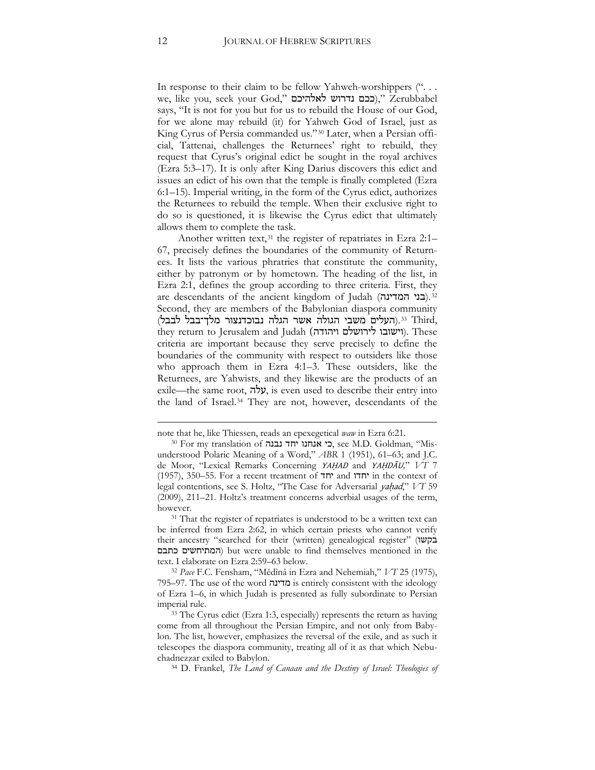In response to their claim to be fellow Yahweh-worshippers (". . . we, like you, seek your God," ככם נדרוש לאלהיכם)," Zerubbabel says, "It is not for you but for us to rebuild the House of our God, for we alone may rebuild (it) for Yahweh God of Israel, just as King Cyrus of Persia commanded us."[30] Later, when a Persian official, Tattenai, challenges the Returnees' right to rebuild, they request that Cyrus's original edict be sought in the royal archives (Ezra 5:3–17). It is only after King Darius discovers this edict and issues an edict of his own that the temple is finally completed (Ezra 6:1–15). Imperial writing, in the form of the Cyrus edict, authorizes the Returnees to rebuild the temple. When their exclusive right to do so is questioned, it is likewise the Cyrus edict that ultimately allows them to complete the task.

Another written text,[31] the register of repatriates in Ezra 2:1–67, precisely defines the boundaries of the community of Returnees. It lists the various phratries that constitute the community, either by patronym or by hometown. The heading of the list, in Ezra 2:1, defines the group according to three criteria. First, they are descendants of the ancient kingdom of Judah (בני המדינה).[32] Second, they are members of the Babylonian diaspora community (העלים משבי הגולה אשר הגלה נבוכדנצור מלך־בבל לבבל).[33] Third, they return to Jerusalem and Judah (וישובו לירושלם ויהודה). These criteria are important because they serve precisely to define the boundaries of the community with respect to outsiders like those who approach them in Ezra 4:1–3. These outsiders, like the Returnees, are Yahwists, and they likewise are the products of an exile—the same root, עלה, is even used to describe their entry into the land of Israel.[34] They are not, however, descendants of the

---

note that he, like Thiessen, reads an epexegetical *waw* in Ezra 6:21.

[30] For my translation of כי אנחנו יחד נבנה, see M.D. Goldman, "Misunderstood Polaric Meaning of a Word," *ABR* 1 (1951), 61–63; and J.C. de Moor, "Lexical Remarks Concerning *YAḤAD* and *YAḤDĀU*," *VT* 7 (1957), 350–55. For a recent treatment of יחד and יחדו in the context of legal contentions, see S. Holtz, "The Case for Adversarial *yaḥad*," *VT* 59 (2009), 211–21. Holtz's treatment concerns adverbial usages of the term, however.

[31] That the register of repatriates is understood to be a written text can be inferred from Ezra 2:62, in which certain priests who cannot verify their ancestry "searched for their (written) genealogical register" (בקשו המתיחשים כתבם) but were unable to find themselves mentioned in the text. I elaborate on Ezra 2:59–63 below.

[32] *Pace* F.C. Fensham, "Mědînâ in Ezra and Nehemiah," *VT* 25 (1975), 795–97. The use of the word מדינה is entirely consistent with the ideology of Ezra 1–6, in which Judah is presented as fully subordinate to Persian imperial rule.

[33] The Cyrus edict (Ezra 1:3, especially) represents the return as having come from all throughout the Persian Empire, and not only from Babylon. The list, however, emphasizes the reversal of the exile, and as such it telescopes the diaspora community, treating all of it as that which Nebuchadnezzar exiled to Babylon.

[34] D. Frankel, *The Land of Canaan and the Destiny of Israel: Theologies of*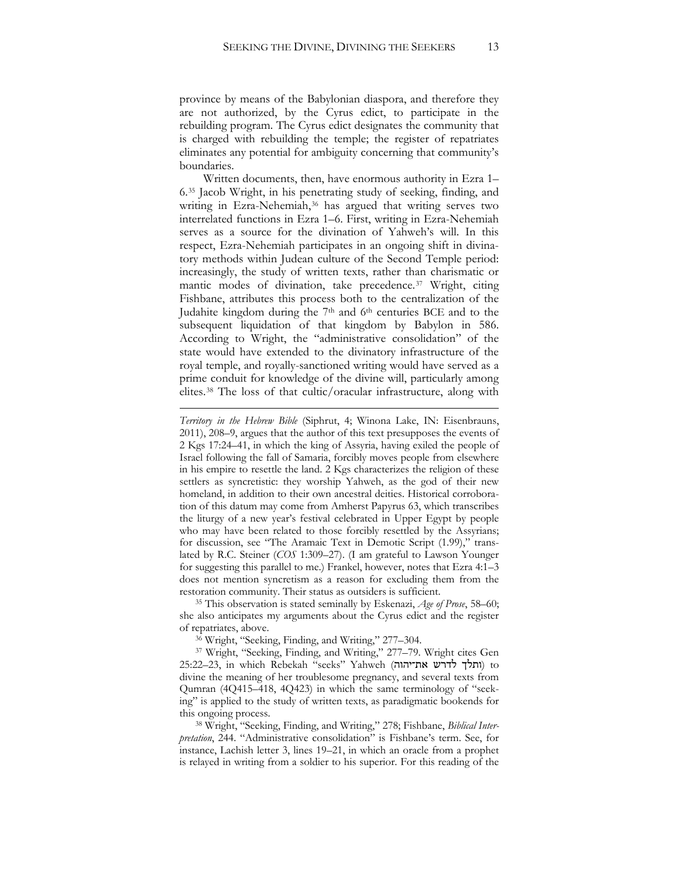province by means of the Babylonian diaspora, and therefore they are not authorized, by the Cyrus edict, to participate in the rebuilding program. The Cyrus edict designates the community that is charged with rebuilding the temple; the register of repatriates eliminates any potential for ambiguity concerning that community's boundaries.

Written documents, then, have enormous authority in Ezra 1–6.[35] Jacob Wright, in his penetrating study of seeking, finding, and writing in Ezra-Nehemiah,[36] has argued that writing serves two interrelated functions in Ezra 1–6. First, writing in Ezra-Nehemiah serves as a source for the divination of Yahweh's will. In this respect, Ezra-Nehemiah participates in an ongoing shift in divinatory methods within Judean culture of the Second Temple period: increasingly, the study of written texts, rather than charismatic or mantic modes of divination, take precedence.[37] Wright, citing Fishbane, attributes this process both to the centralization of the Judahite kingdom during the 7th and 6th centuries BCE and to the subsequent liquidation of that kingdom by Babylon in 586. According to Wright, the "administrative consolidation" of the state would have extended to the divinatory infrastructure of the royal temple, and royally-sanctioned writing would have served as a prime conduit for knowledge of the divine will, particularly among elites.[38] The loss of that cultic/oracular infrastructure, along with

---

*Territory in the Hebrew Bible* (Siphrut, 4; Winona Lake, IN: Eisenbrauns, 2011), 208–9, argues that the author of this text presupposes the events of 2 Kgs 17:24–41, in which the king of Assyria, having exiled the people of Israel following the fall of Samaria, forcibly moves people from elsewhere in his empire to resettle the land. 2 Kgs characterizes the religion of these settlers as syncretistic: they worship Yahweh, as the god of their new homeland, in addition to their own ancestral deities. Historical corroboration of this datum may come from Amherst Papyrus 63, which transcribes the liturgy of a new year's festival celebrated in Upper Egypt by people who may have been related to those forcibly resettled by the Assyrians; for discussion, see "The Aramaic Text in Demotic Script (1.99)," translated by R.C. Steiner (*COS* 1:309–27). (I am grateful to Lawson Younger for suggesting this parallel to me.) Frankel, however, notes that Ezra 4:1–3 does not mention syncretism as a reason for excluding them from the restoration community. Their status as outsiders is sufficient.

[35] This observation is stated seminally by Eskenazi, *Age of Prose*, 58–60; she also anticipates my arguments about the Cyrus edict and the register of repatriates, above.

[36] Wright, "Seeking, Finding, and Writing," 277–304.

[37] Wright, "Seeking, Finding, and Writing," 277–79. Wright cites Gen 25:22–23, in which Rebekah "seeks" Yahweh (ותלך לדרש את־יהוה) to divine the meaning of her troublesome pregnancy, and several texts from Qumran (4Q415–418, 4Q423) in which the same terminology of "seeking" is applied to the study of written texts, as paradigmatic bookends for this ongoing process.

[38] Wright, "Seeking, Finding, and Writing," 278; Fishbane, *Biblical Interpretation*, 244. "Administrative consolidation" is Fishbane's term. See, for instance, Lachish letter 3, lines 19–21, in which an oracle from a prophet is relayed in writing from a soldier to his superior. For this reading of the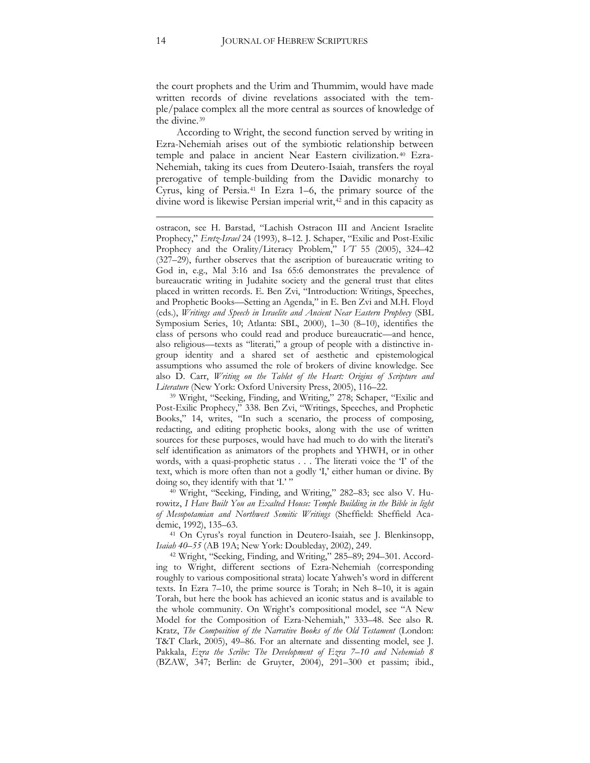the court prophets and the Urim and Thummim, would have made written records of divine revelations associated with the temple/palace complex all the more central as sources of knowledge of the divine.[39]

According to Wright, the second function served by writing in Ezra-Nehemiah arises out of the symbiotic relationship between temple and palace in ancient Near Eastern civilization.[40] Ezra-Nehemiah, taking its cues from Deutero-Isaiah, transfers the royal prerogative of temple-building from the Davidic monarchy to Cyrus, king of Persia.[41] In Ezra 1–6, the primary source of the divine word is likewise Persian imperial writ,[42] and in this capacity as

---

ostracon, see H. Barstad, "Lachish Ostracon III and Ancient Israelite Prophecy," *Eretz-Israel* 24 (1993), 8–12. J. Schaper, "Exilic and Post-Exilic Prophecy and the Orality/Literacy Problem," *VT* 55 (2005), 324–42 (327–29), further observes that the ascription of bureaucratic writing to God in, e.g., Mal 3:16 and Isa 65:6 demonstrates the prevalence of bureaucratic writing in Judahite society and the general trust that elites placed in written records. E. Ben Zvi, "Introduction: Writings, Speeches, and Prophetic Books—Setting an Agenda," in E. Ben Zvi and M.H. Floyd (eds.), *Writings and Speech in Israelite and Ancient Near Eastern Prophecy* (SBL Symposium Series, 10; Atlanta: SBL, 2000), 1–30 (8–10), identifies the class of persons who could read and produce bureaucratic—and hence, also religious—texts as "literati," a group of people with a distinctive in-group identity and a shared set of aesthetic and epistemological assumptions who assumed the role of brokers of divine knowledge. See also D. Carr, *Writing on the Tablet of the Heart: Origins of Scripture and Literature* (New York: Oxford University Press, 2005), 116–22.

[39] Wright, "Seeking, Finding, and Writing," 278; Schaper, "Exilic and Post-Exilic Prophecy," 338. Ben Zvi, "Writings, Speeches, and Prophetic Books," 14, writes, "In such a scenario, the process of composing, redacting, and editing prophetic books, along with the use of written sources for these purposes, would have had much to do with the literati's self identification as animators of the prophets and YHWH, or in other words, with a quasi-prophetic status . . . The literati voice the 'I' of the text, which is more often than not a godly 'I,' either human or divine. By doing so, they identify with that 'I.' "

[40] Wright, "Seeking, Finding, and Writing," 282–83; see also V. Hurowitz, *I Have Built You an Exalted House: Temple Building in the Bible in light of Mesopotamian and Northwest Semitic Writings* (Sheffield: Sheffield Academic, 1992), 135–63.

[41] On Cyrus's royal function in Deutero-Isaiah, see J. Blenkinsopp, *Isaiah 40–55* (AB 19A; New York: Doubleday, 2002), 249.

[42] Wright, "Seeking, Finding, and Writing," 285–89; 294–301. According to Wright, different sections of Ezra-Nehemiah (corresponding roughly to various compositional strata) locate Yahweh's word in different texts. In Ezra 7–10, the prime source is Torah; in Neh 8–10, it is again Torah, but here the book has achieved an iconic status and is available to the whole community. On Wright's compositional model, see "A New Model for the Composition of Ezra-Nehemiah," 333–48. See also R. Kratz, *The Composition of the Narrative Books of the Old Testament* (London: T&T Clark, 2005), 49–86. For an alternate and dissenting model, see J. Pakkala, *Ezra the Scribe: The Development of Ezra 7–10 and Nehemiah 8* (BZAW, 347; Berlin: de Gruyter, 2004), 291–300 et passim; ibid.,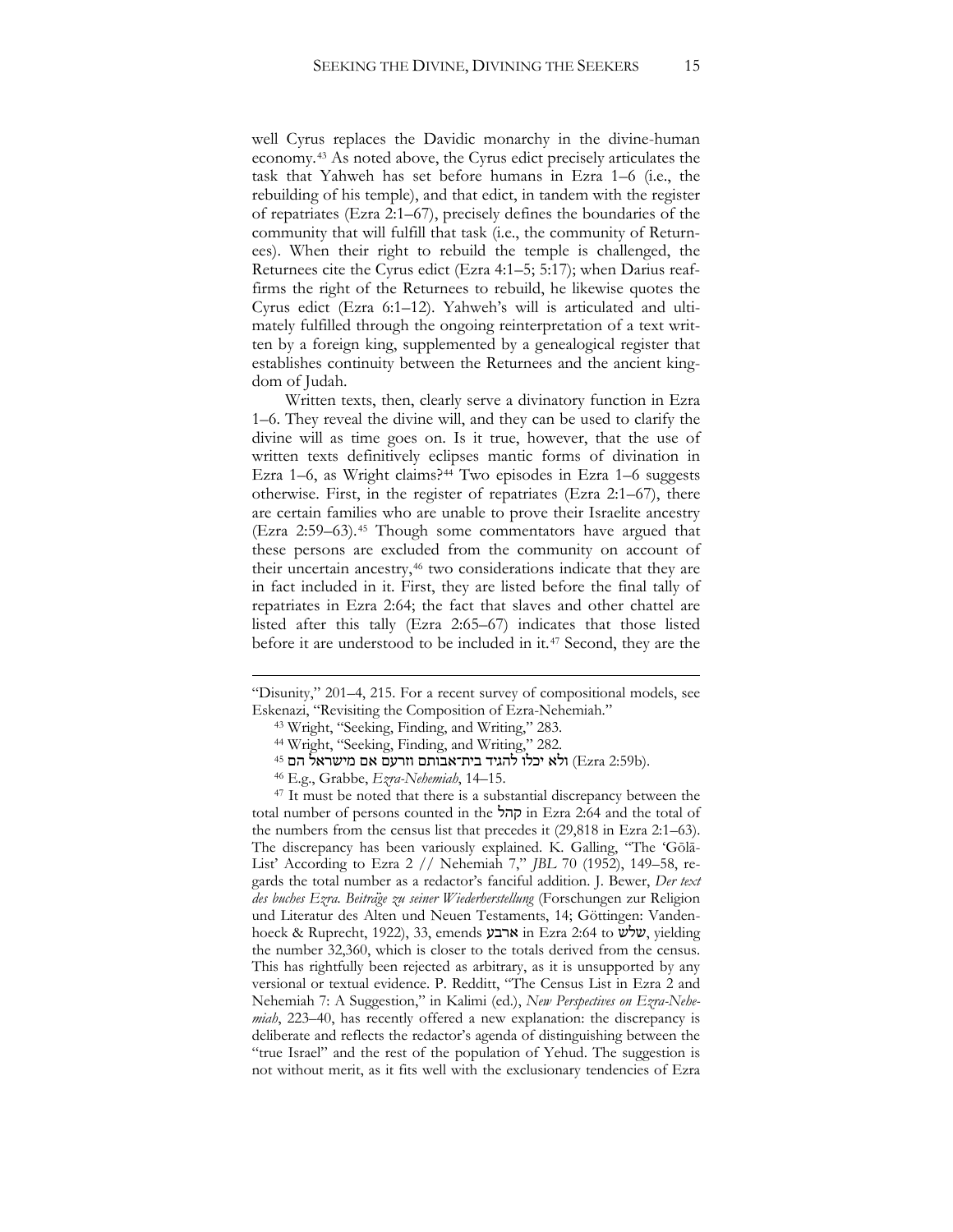well Cyrus replaces the Davidic monarchy in the divine-human economy.[43] As noted above, the Cyrus edict precisely articulates the task that Yahweh has set before humans in Ezra 1–6 (i.e., the rebuilding of his temple), and that edict, in tandem with the register of repatriates (Ezra 2:1–67), precisely defines the boundaries of the community that will fulfill that task (i.e., the community of Returnees). When their right to rebuild the temple is challenged, the Returnees cite the Cyrus edict (Ezra 4:1–5; 5:17); when Darius reaffirms the right of the Returnees to rebuild, he likewise quotes the Cyrus edict (Ezra 6:1–12). Yahweh's will is articulated and ultimately fulfilled through the ongoing reinterpretation of a text written by a foreign king, supplemented by a genealogical register that establishes continuity between the Returnees and the ancient kingdom of Judah.

Written texts, then, clearly serve a divinatory function in Ezra 1–6. They reveal the divine will, and they can be used to clarify the divine will as time goes on. Is it true, however, that the use of written texts definitively eclipses mantic forms of divination in Ezra 1–6, as Wright claims?[44] Two episodes in Ezra 1–6 suggests otherwise. First, in the register of repatriates (Ezra 2:1–67), there are certain families who are unable to prove their Israelite ancestry (Ezra 2:59–63).[45] Though some commentators have argued that these persons are excluded from the community on account of their uncertain ancestry,[46] two considerations indicate that they are in fact included in it. First, they are listed before the final tally of repatriates in Ezra 2:64; the fact that slaves and other chattel are listed after this tally (Ezra 2:65–67) indicates that those listed before it are understood to be included in it.[47] Second, they are the

---

"Disunity," 201–4, 215. For a recent survey of compositional models, see Eskenazi, "Revisiting the Composition of Ezra-Nehemiah."

[43] Wright, "Seeking, Finding, and Writing," 283.

[44] Wright, "Seeking, Finding, and Writing," 282.

[45] ולא יכלו להגיד בית־אבותם וזרעם אם מישראל הם (Ezra 2:59b).

[46] E.g., Grabbe, *Ezra-Nehemiah*, 14–15.

[47] It must be noted that there is a substantial discrepancy between the total number of persons counted in the קהל in Ezra 2:64 and the total of the numbers from the census list that precedes it (29,818 in Ezra 2:1–63). The discrepancy has been variously explained. K. Galling, "The 'Gōlā-List' According to Ezra 2 // Nehemiah 7," *JBL* 70 (1952), 149–58, regards the total number as a redactor's fanciful addition. J. Bewer, *Der text des buches Ezra. Beiträge zu seiner Wiederherstellung* (Forschungen zur Religion und Literatur des Alten und Neuen Testaments, 14; Göttingen: Vandenhoeck & Ruprecht, 1922), 33, emends ארבע in Ezra 2:64 to שלש, yielding the number 32,360, which is closer to the totals derived from the census. This has rightfully been rejected as arbitrary, as it is unsupported by any versional or textual evidence. P. Redditt, "The Census List in Ezra 2 and Nehemiah 7: A Suggestion," in Kalimi (ed.), *New Perspectives on Ezra-Nehemiah*, 223–40, has recently offered a new explanation: the discrepancy is deliberate and reflects the redactor's agenda of distinguishing between the "true Israel" and the rest of the population of Yehud. The suggestion is not without merit, as it fits well with the exclusionary tendencies of Ezra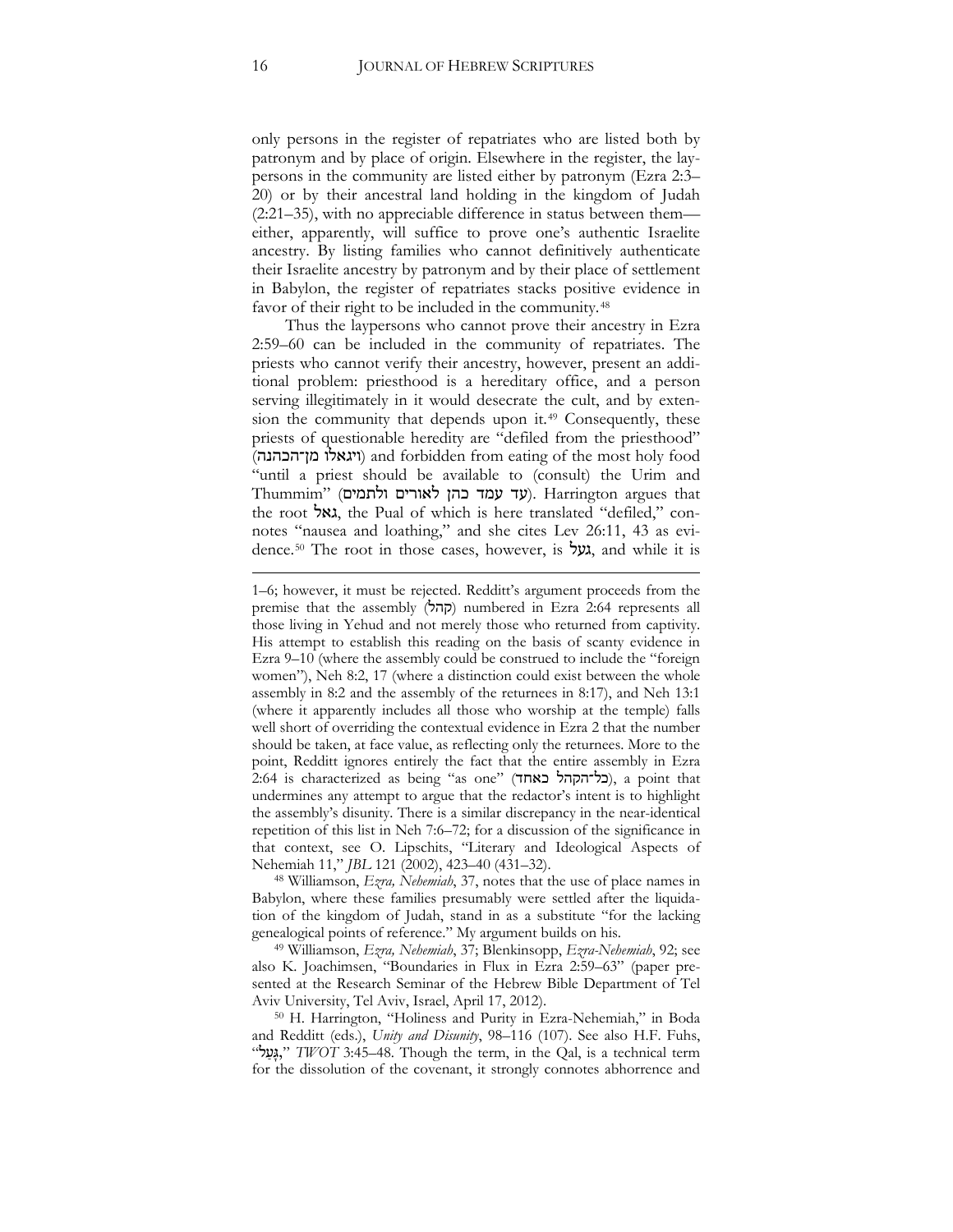only persons in the register of repatriates who are listed both by patronym and by place of origin. Elsewhere in the register, the laypersons in the community are listed either by patronym (Ezra 2:3–20) or by their ancestral land holding in the kingdom of Judah (2:21–35), with no appreciable difference in status between them—either, apparently, will suffice to prove one's authentic Israelite ancestry. By listing families who cannot definitively authenticate their Israelite ancestry by patronym and by their place of settlement in Babylon, the register of repatriates stacks positive evidence in favor of their right to be included in the community.[48]

Thus the laypersons who cannot prove their ancestry in Ezra 2:59–60 can be included in the community of repatriates. The priests who cannot verify their ancestry, however, present an additional problem: priesthood is a hereditary office, and a person serving illegitimately in it would desecrate the cult, and by extension the community that depends upon it.[49] Consequently, these priests of questionable heredity are "defiled from the priesthood" (ויגאלו מן־הכהנה) and forbidden from eating of the most holy food "until a priest should be available to (consult) the Urim and Thummim" (עד עמד כהן לאורים ולתמים). Harrington argues that the root גאל, the Pual of which is here translated "defiled," connotes "nausea and loathing," and she cites Lev 26:11, 43 as evidence.[50] The root in those cases, however, is געל, and while it is

---

1–6; however, it must be rejected. Redditt's argument proceeds from the premise that the assembly (קהל) numbered in Ezra 2:64 represents all those living in Yehud and not merely those who returned from captivity. His attempt to establish this reading on the basis of scanty evidence in Ezra 9–10 (where the assembly could be construed to include the "foreign women"), Neh 8:2, 17 (where a distinction could exist between the whole assembly in 8:2 and the assembly of the returnees in 8:17), and Neh 13:1 (where it apparently includes all those who worship at the temple) falls well short of overriding the contextual evidence in Ezra 2 that the number should be taken, at face value, as reflecting only the returnees. More to the point, Redditt ignores entirely the fact that the entire assembly in Ezra 2:64 is characterized as being "as one" (כל־הקהל כאחד), a point that undermines any attempt to argue that the redactor's intent is to highlight the assembly's disunity. There is a similar discrepancy in the near-identical repetition of this list in Neh 7:6–72; for a discussion of the significance in that context, see O. Lipschits, "Literary and Ideological Aspects of Nehemiah 11," *JBL* 121 (2002), 423–40 (431–32).

[48] Williamson, *Ezra, Nehemiah*, 37, notes that the use of place names in Babylon, where these families presumably were settled after the liquidation of the kingdom of Judah, stand in as a substitute "for the lacking genealogical points of reference." My argument builds on his.

[49] Williamson, *Ezra, Nehemiah*, 37; Blenkinsopp, *Ezra-Nehemiah*, 92; see also K. Joachimsen, "Boundaries in Flux in Ezra 2:59–63" (paper presented at the Research Seminar of the Hebrew Bible Department of Tel Aviv University, Tel Aviv, Israel, April 17, 2012).

[50] H. Harrington, "Holiness and Purity in Ezra-Nehemiah," in Boda and Redditt (eds.), *Unity and Disunity*, 98–116 (107). See also H.F. Fuhs, "גָּעַל," *TWOT* 3:45–48. Though the term, in the Qal, is a technical term for the dissolution of the covenant, it strongly connotes abhorrence and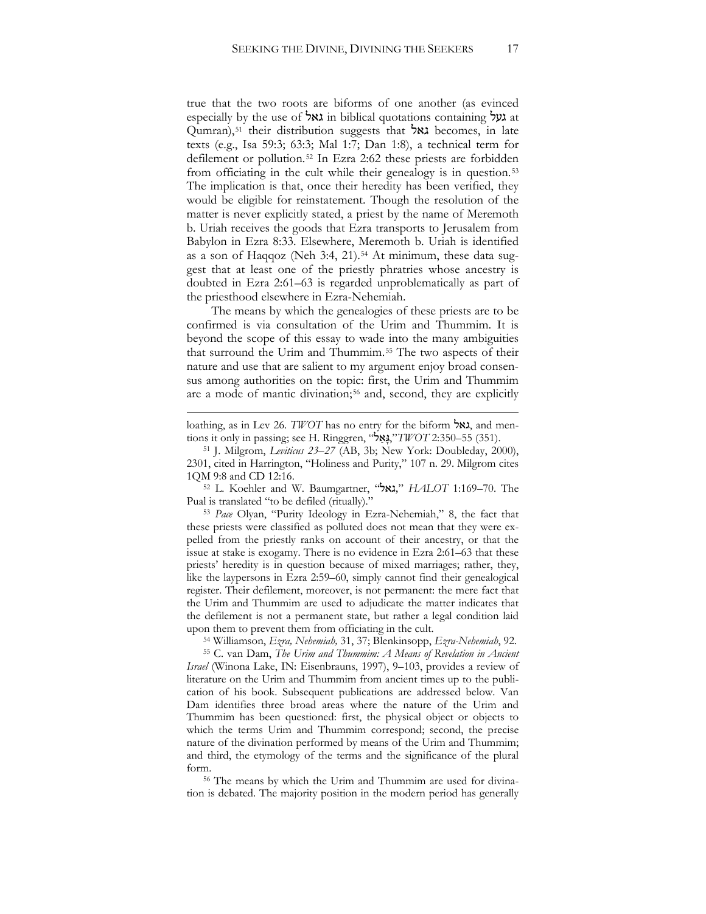true that the two roots are biforms of one another (as evinced especially by the use of גאל in biblical quotations containing געל at Qumran),[51] their distribution suggests that גאל becomes, in late texts (e.g., Isa 59:3; 63:3; Mal 1:7; Dan 1:8), a technical term for defilement or pollution.[52] In Ezra 2:62 these priests are forbidden from officiating in the cult while their genealogy is in question.[53] The implication is that, once their heredity has been verified, they would be eligible for reinstatement. Though the resolution of the matter is never explicitly stated, a priest by the name of Meremoth b. Uriah receives the goods that Ezra transports to Jerusalem from Babylon in Ezra 8:33. Elsewhere, Meremoth b. Uriah is identified as a son of Haqqoz (Neh 3:4, 21).[54] At minimum, these data suggest that at least one of the priestly phratries whose ancestry is doubted in Ezra 2:61–63 is regarded unproblematically as part of the priesthood elsewhere in Ezra-Nehemiah.

The means by which the genealogies of these priests are to be confirmed is via consultation of the Urim and Thummim. It is beyond the scope of this essay to wade into the many ambiguities that surround the Urim and Thummim.[55] The two aspects of their nature and use that are salient to my argument enjoy broad consensus among authorities on the topic: first, the Urim and Thummim are a mode of mantic divination;[56] and, second, they are explicitly

---

loathing, as in Lev 26. *TWOT* has no entry for the biform גאל, and mentions it only in passing; see H. Ringgren, "גָּאַל," *TWOT* 2:350–55 (351).

[51] J. Milgrom, *Leviticus 23–27* (AB, 3b; New York: Doubleday, 2000), 2301, cited in Harrington, "Holiness and Purity," 107 n. 29. Milgrom cites 1QM 9:8 and CD 12:16.

[52] L. Koehler and W. Baumgartner, "גאל," *HALOT* 1:169–70. The Pual is translated "to be defiled (ritually)."

[53] *Pace* Olyan, "Purity Ideology in Ezra-Nehemiah," 8, the fact that these priests were classified as polluted does not mean that they were expelled from the priestly ranks on account of their ancestry, or that the issue at stake is exogamy. There is no evidence in Ezra 2:61–63 that these priests' heredity is in question because of mixed marriages; rather, they, like the laypersons in Ezra 2:59–60, simply cannot find their genealogical register. Their defilement, moreover, is not permanent: the mere fact that the Urim and Thummim are used to adjudicate the matter indicates that the defilement is not a permanent state, but rather a legal condition laid upon them to prevent them from officiating in the cult.

[54] Williamson, *Ezra, Nehemiah,* 31, 37; Blenkinsopp, *Ezra-Nehemiah*, 92.

[55] C. van Dam, *The Urim and Thummim: A Means of Revelation in Ancient Israel* (Winona Lake, IN: Eisenbrauns, 1997), 9–103, provides a review of literature on the Urim and Thummim from ancient times up to the publication of his book. Subsequent publications are addressed below. Van Dam identifies three broad areas where the nature of the Urim and Thummim has been questioned: first, the physical object or objects to which the terms Urim and Thummim correspond; second, the precise nature of the divination performed by means of the Urim and Thummim; and third, the etymology of the terms and the significance of the plural form.

[56] The means by which the Urim and Thummim are used for divination is debated. The majority position in the modern period has generally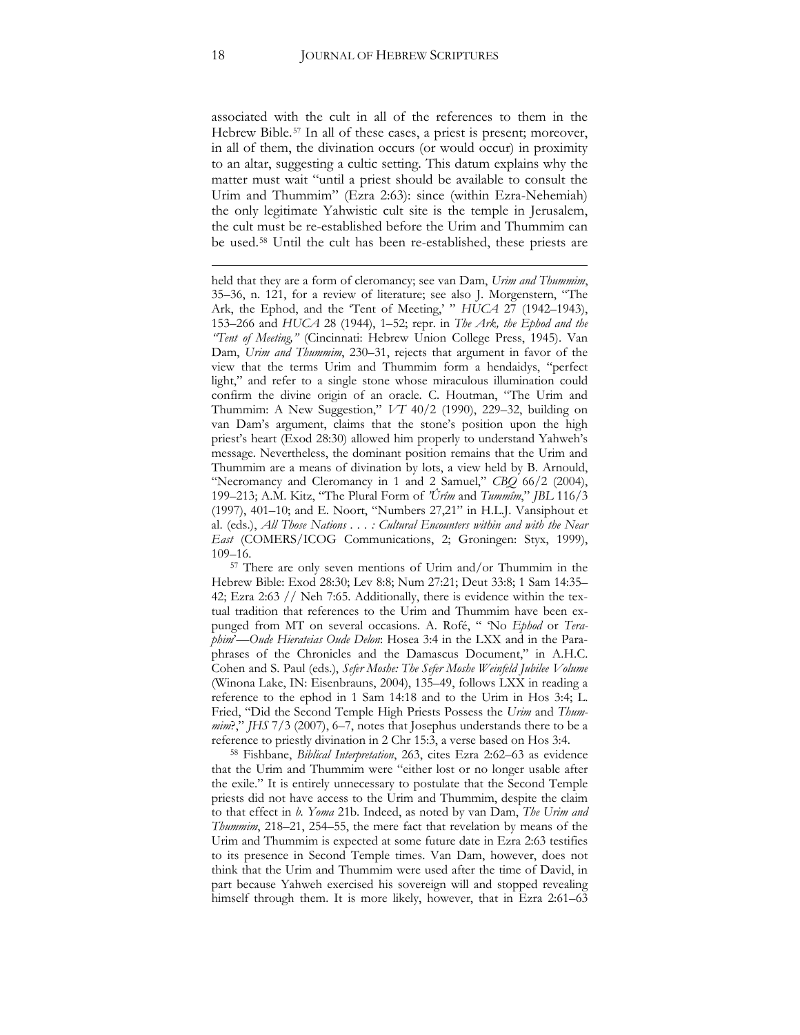associated with the cult in all of the references to them in the Hebrew Bible.[57] In all of these cases, a priest is present; moreover, in all of them, the divination occurs (or would occur) in proximity to an altar, suggesting a cultic setting. This datum explains why the matter must wait "until a priest should be available to consult the Urim and Thummim" (Ezra 2:63): since (within Ezra-Nehemiah) the only legitimate Yahwistic cult site is the temple in Jerusalem, the cult must be re-established before the Urim and Thummim can be used.[58] Until the cult has been re-established, these priests are

---

held that they are a form of cleromancy; see van Dam, *Urim and Thummim*, 35–36, n. 121, for a review of literature; see also J. Morgenstern, "The Ark, the Ephod, and the 'Tent of Meeting,' " *HUCA* 27 (1942–1943), 153–266 and *HUCA* 28 (1944), 1–52; repr. in *The Ark, the Ephod and the "Tent of Meeting,"* (Cincinnati: Hebrew Union College Press, 1945). Van Dam, *Urim and Thummim*, 230–31, rejects that argument in favor of the view that the terms Urim and Thummim form a hendaidys, "perfect light," and refer to a single stone whose miraculous illumination could confirm the divine origin of an oracle. C. Houtman, "The Urim and Thummim: A New Suggestion," *VT* 40/2 (1990), 229–32, building on van Dam's argument, claims that the stone's position upon the high priest's heart (Exod 28:30) allowed him properly to understand Yahweh's message. Nevertheless, the dominant position remains that the Urim and Thummim are a means of divination by lots, a view held by B. Arnould, "Necromancy and Cleromancy in 1 and 2 Samuel," *CBQ* 66/2 (2004), 199–213; A.M. Kitz, "The Plural Form of *'Ûrîm* and *Tummîm*," *JBL* 116/3 (1997), 401–10; and E. Noort, "Numbers 27,21" in H.L.J. Vansiphout et al. (eds.), *All Those Nations . . . : Cultural Encounters within and with the Near East* (COMERS/ICOG Communications, 2; Groningen: Styx, 1999), 109–16.

[57] There are only seven mentions of Urim and/or Thummim in the Hebrew Bible: Exod 28:30; Lev 8:8; Num 27:21; Deut 33:8; 1 Sam 14:35–42; Ezra 2:63 // Neh 7:65. Additionally, there is evidence within the textual tradition that references to the Urim and Thummim have been expunged from MT on several occasions. A. Rofé, " 'No *Ephod* or *Teraphim*'—*Oude Hierateias Oude Delon*: Hosea 3:4 in the LXX and in the Paraphrases of the Chronicles and the Damascus Document," in A.H.C. Cohen and S. Paul (eds.), *Sefer Moshe: The Sefer Moshe Weinfeld Jubilee Volume* (Winona Lake, IN: Eisenbrauns, 2004), 135–49, follows LXX in reading a reference to the ephod in 1 Sam 14:18 and to the Urim in Hos 3:4; L. Fried, "Did the Second Temple High Priests Possess the *Urim* and *Thummim*?," *JHS* 7/3 (2007), 6–7, notes that Josephus understands there to be a reference to priestly divination in 2 Chr 15:3, a verse based on Hos 3:4.

[58] Fishbane, *Biblical Interpretation*, 263, cites Ezra 2:62–63 as evidence that the Urim and Thummim were "either lost or no longer usable after the exile." It is entirely unnecessary to postulate that the Second Temple priests did not have access to the Urim and Thummim, despite the claim to that effect in *b. Yoma* 21b. Indeed, as noted by van Dam, *The Urim and Thummim*, 218–21, 254–55, the mere fact that revelation by means of the Urim and Thummim is expected at some future date in Ezra 2:63 testifies to its presence in Second Temple times. Van Dam, however, does not think that the Urim and Thummim were used after the time of David, in part because Yahweh exercised his sovereign will and stopped revealing himself through them. It is more likely, however, that in Ezra 2:61–63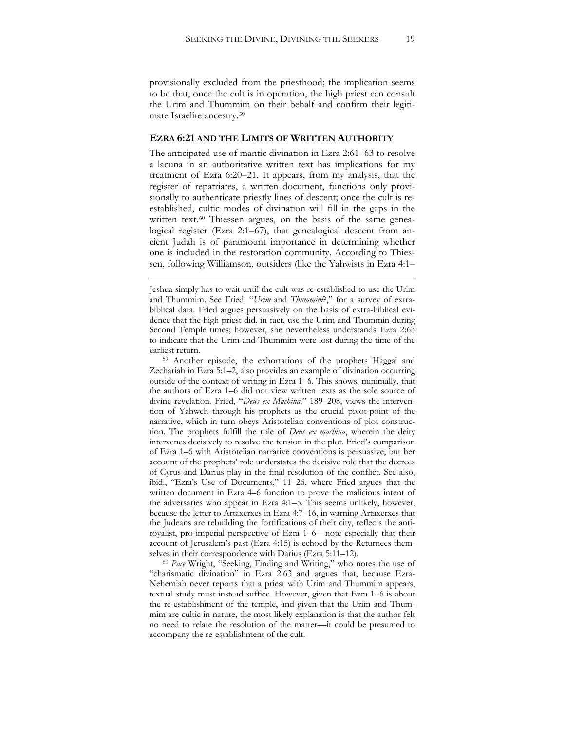provisionally excluded from the priesthood; the implication seems to be that, once the cult is in operation, the high priest can consult the Urim and Thummim on their behalf and confirm their legitimate Israelite ancestry.[59]

## EZRA 6:21 AND THE LIMITS OF WRITTEN AUTHORITY

The anticipated use of mantic divination in Ezra 2:61–63 to resolve a lacuna in an authoritative written text has implications for my treatment of Ezra 6:20–21. It appears, from my analysis, that the register of repatriates, a written document, functions only provisionally to authenticate priestly lines of descent; once the cult is re-established, cultic modes of divination will fill in the gaps in the written text.[60] Thiessen argues, on the basis of the same genealogical register (Ezra 2:1–67), that genealogical descent from ancient Judah is of paramount importance in determining whether one is included in the restoration community. According to Thiessen, following Williamson, outsiders (like the Yahwists in Ezra 4:1–

---

Jeshua simply has to wait until the cult was re-established to use the Urim and Thummim. See Fried, "*Urim* and *Thummim*?," for a survey of extra-biblical data. Fried argues persuasively on the basis of extra-biblical evidence that the high priest did, in fact, use the Urim and Thummin during Second Temple times; however, she nevertheless understands Ezra 2:63 to indicate that the Urim and Thummim were lost during the time of the earliest return.

[59] Another episode, the exhortations of the prophets Haggai and Zechariah in Ezra 5:1–2, also provides an example of divination occurring outside of the context of writing in Ezra 1–6. This shows, minimally, that the authors of Ezra 1–6 did not view written texts as the sole source of divine revelation. Fried, "*Deus ex Machina*," 189–208, views the intervention of Yahweh through his prophets as the crucial pivot-point of the narrative, which in turn obeys Aristotelian conventions of plot construction. The prophets fulfill the role of *Deus ex machina*, wherein the deity intervenes decisively to resolve the tension in the plot. Fried's comparison of Ezra 1–6 with Aristotelian narrative conventions is persuasive, but her account of the prophets' role understates the decisive role that the decrees of Cyrus and Darius play in the final resolution of the conflict. See also, ibid., "Ezra's Use of Documents," 11–26, where Fried argues that the written document in Ezra 4–6 function to prove the malicious intent of the adversaries who appear in Ezra 4:1–5. This seems unlikely, however, because the letter to Artaxerxes in Ezra 4:7–16, in warning Artaxerxes that the Judeans are rebuilding the fortifications of their city, reflects the anti-royalist, pro-imperial perspective of Ezra 1–6—note especially that their account of Jerusalem's past (Ezra 4:15) is echoed by the Returnees themselves in their correspondence with Darius (Ezra 5:11–12).

[60] *Pace* Wright, "Seeking, Finding and Writing," who notes the use of "charismatic divination" in Ezra 2:63 and argues that, because Ezra-Nehemiah never reports that a priest with Urim and Thummim appears, textual study must instead suffice. However, given that Ezra 1–6 is about the re-establishment of the temple, and given that the Urim and Thummim are cultic in nature, the most likely explanation is that the author felt no need to relate the resolution of the matter—it could be presumed to accompany the re-establishment of the cult.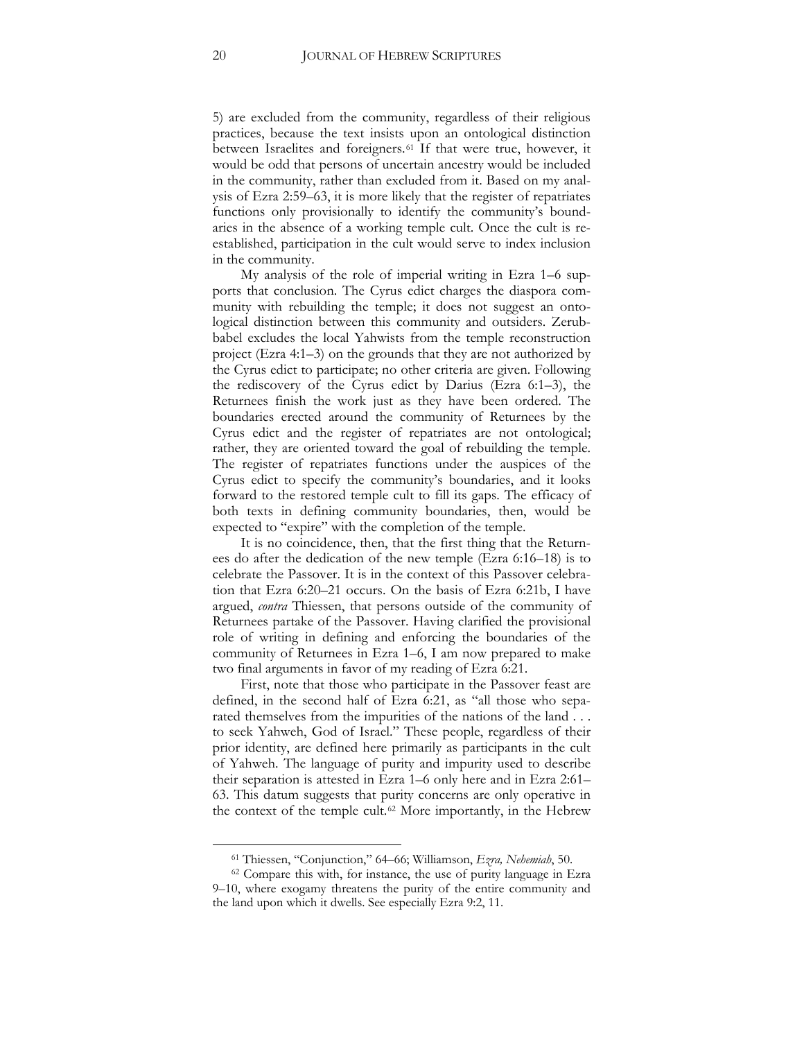5) are excluded from the community, regardless of their religious practices, because the text insists upon an ontological distinction between Israelites and foreigners.[61] If that were true, however, it would be odd that persons of uncertain ancestry would be included in the community, rather than excluded from it. Based on my analysis of Ezra 2:59–63, it is more likely that the register of repatriates functions only provisionally to identify the community's boundaries in the absence of a working temple cult. Once the cult is reestablished, participation in the cult would serve to index inclusion in the community.

My analysis of the role of imperial writing in Ezra 1–6 supports that conclusion. The Cyrus edict charges the diaspora community with rebuilding the temple; it does not suggest an ontological distinction between this community and outsiders. Zerubbabel excludes the local Yahwists from the temple reconstruction project (Ezra 4:1–3) on the grounds that they are not authorized by the Cyrus edict to participate; no other criteria are given. Following the rediscovery of the Cyrus edict by Darius (Ezra 6:1–3), the Returnees finish the work just as they have been ordered. The boundaries erected around the community of Returnees by the Cyrus edict and the register of repatriates are not ontological; rather, they are oriented toward the goal of rebuilding the temple. The register of repatriates functions under the auspices of the Cyrus edict to specify the community's boundaries, and it looks forward to the restored temple cult to fill its gaps. The efficacy of both texts in defining community boundaries, then, would be expected to "expire" with the completion of the temple.

It is no coincidence, then, that the first thing that the Returnees do after the dedication of the new temple (Ezra 6:16–18) is to celebrate the Passover. It is in the context of this Passover celebration that Ezra 6:20–21 occurs. On the basis of Ezra 6:21b, I have argued, *contra* Thiessen, that persons outside of the community of Returnees partake of the Passover. Having clarified the provisional role of writing in defining and enforcing the boundaries of the community of Returnees in Ezra 1–6, I am now prepared to make two final arguments in favor of my reading of Ezra 6:21.

First, note that those who participate in the Passover feast are defined, in the second half of Ezra 6:21, as "all those who separated themselves from the impurities of the nations of the land . . . to seek Yahweh, God of Israel." These people, regardless of their prior identity, are defined here primarily as participants in the cult of Yahweh. The language of purity and impurity used to describe their separation is attested in Ezra 1–6 only here and in Ezra 2:61–63. This datum suggests that purity concerns are only operative in the context of the temple cult.[62] More importantly, in the Hebrew

---

[61] Thiessen, "Conjunction," 64–66; Williamson, *Ezra, Nehemiah*, 50.

[62] Compare this with, for instance, the use of purity language in Ezra 9–10, where exogamy threatens the purity of the entire community and the land upon which it dwells. See especially Ezra 9:2, 11.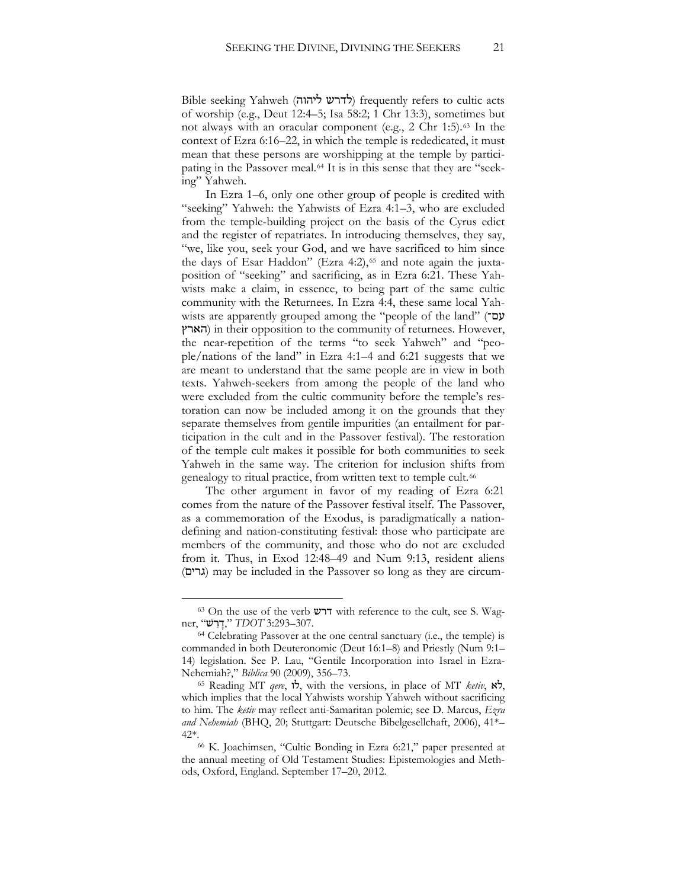Bible seeking Yahweh (לדרש ליהוה) frequently refers to cultic acts of worship (e.g., Deut 12:4–5; Isa 58:2; 1 Chr 13:3), sometimes but not always with an oracular component (e.g., 2 Chr 1:5).[63] In the context of Ezra 6:16–22, in which the temple is rededicated, it must mean that these persons are worshipping at the temple by participating in the Passover meal.[64] It is in this sense that they are "seeking" Yahweh.

In Ezra 1–6, only one other group of people is credited with "seeking" Yahweh: the Yahwists of Ezra 4:1–3, who are excluded from the temple-building project on the basis of the Cyrus edict and the register of repatriates. In introducing themselves, they say, "we, like you, seek your God, and we have sacrificed to him since the days of Esar Haddon" (Ezra 4:2),[65] and note again the juxtaposition of "seeking" and sacrificing, as in Ezra 6:21. These Yahwists make a claim, in essence, to being part of the same cultic community with the Returnees. In Ezra 4:4, these same local Yahwists are apparently grouped among the "people of the land" (עם־הארץ) in their opposition to the community of returnees. However, the near-repetition of the terms "to seek Yahweh" and "people/nations of the land" in Ezra 4:1–4 and 6:21 suggests that we are meant to understand that the same people are in view in both texts. Yahweh-seekers from among the people of the land who were excluded from the cultic community before the temple's restoration can now be included among it on the grounds that they separate themselves from gentile impurities (an entailment for participation in the cult and in the Passover festival). The restoration of the temple cult makes it possible for both communities to seek Yahweh in the same way. The criterion for inclusion shifts from genealogy to ritual practice, from written text to temple cult.[66]

The other argument in favor of my reading of Ezra 6:21 comes from the nature of the Passover festival itself. The Passover, as a commemoration of the Exodus, is paradigmatically a nation-defining and nation-constituting festival: those who participate are members of the community, and those who do not are excluded from it. Thus, in Exod 12:48–49 and Num 9:13, resident aliens (גרים) may be included in the Passover so long as they are circum-

---

[63] On the use of the verb דרש with reference to the cult, see S. Wagner, "דָּרַשׁ," *TDOT* 3:293–307.

[64] Celebrating Passover at the one central sanctuary (i.e., the temple) is commanded in both Deuteronomic (Deut 16:1–8) and Priestly (Num 9:1–14) legislation. See P. Lau, "Gentile Incorporation into Israel in Ezra-Nehemiah?," *Biblica* 90 (2009), 356–73.

[65] Reading MT *qere*, לו, with the versions, in place of MT *ketiv*, לא, which implies that the local Yahwists worship Yahweh without sacrificing to him. The *ketiv* may reflect anti-Samaritan polemic; see D. Marcus, *Ezra and Nehemiah* (BHQ, 20; Stuttgart: Deutsche Bibelgesellchaft, 2006), 41*–42*.

[66] K. Joachimsen, "Cultic Bonding in Ezra 6:21," paper presented at the annual meeting of Old Testament Studies: Epistemologies and Methods, Oxford, England. September 17–20, 2012.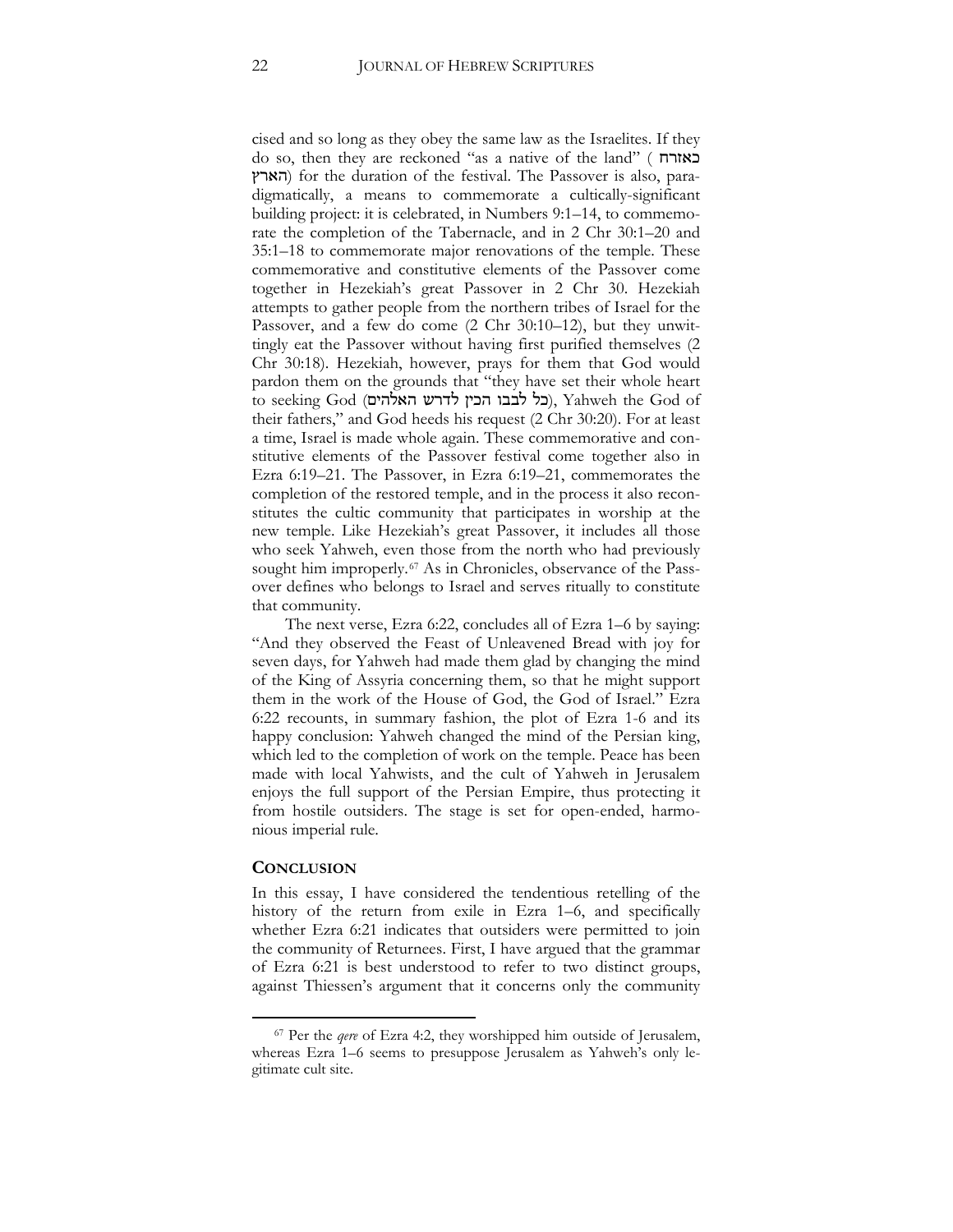cised and so long as they obey the same law as the Israelites. If they do so, then they are reckoned "as a native of the land" ( כאזרח הארץ) for the duration of the festival. The Passover is also, paradigmatically, a means to commemorate a cultically-significant building project: it is celebrated, in Numbers 9:1–14, to commemorate the completion of the Tabernacle, and in 2 Chr 30:1–20 and 35:1–18 to commemorate major renovations of the temple. These commemorative and constitutive elements of the Passover come together in Hezekiah's great Passover in 2 Chr 30. Hezekiah attempts to gather people from the northern tribes of Israel for the Passover, and a few do come (2 Chr 30:10–12), but they unwittingly eat the Passover without having first purified themselves (2 Chr 30:18). Hezekiah, however, prays for them that God would pardon them on the grounds that "they have set their whole heart to seeking God (כל לבבו הכין לדרש האלהים), Yahweh the God of their fathers," and God heeds his request (2 Chr 30:20). For at least a time, Israel is made whole again. These commemorative and constitutive elements of the Passover festival come together also in Ezra 6:19–21. The Passover, in Ezra 6:19–21, commemorates the completion of the restored temple, and in the process it also reconstitutes the cultic community that participates in worship at the new temple. Like Hezekiah's great Passover, it includes all those who seek Yahweh, even those from the north who had previously sought him improperly.[67] As in Chronicles, observance of the Passover defines who belongs to Israel and serves ritually to constitute that community.

The next verse, Ezra 6:22, concludes all of Ezra 1–6 by saying: "And they observed the Feast of Unleavened Bread with joy for seven days, for Yahweh had made them glad by changing the mind of the King of Assyria concerning them, so that he might support them in the work of the House of God, the God of Israel." Ezra 6:22 recounts, in summary fashion, the plot of Ezra 1-6 and its happy conclusion: Yahweh changed the mind of the Persian king, which led to the completion of work on the temple. Peace has been made with local Yahwists, and the cult of Yahweh in Jerusalem enjoys the full support of the Persian Empire, thus protecting it from hostile outsiders. The stage is set for open-ended, harmonious imperial rule.

## **CONCLUSION**

In this essay, I have considered the tendentious retelling of the history of the return from exile in Ezra 1–6, and specifically whether Ezra 6:21 indicates that outsiders were permitted to join the community of Returnees. First, I have argued that the grammar of Ezra 6:21 is best understood to refer to two distinct groups, against Thiessen's argument that it concerns only the community

[67] Per the *qere* of Ezra 4:2, they worshipped him outside of Jerusalem, whereas Ezra 1–6 seems to presuppose Jerusalem as Yahweh's only legitimate cult site.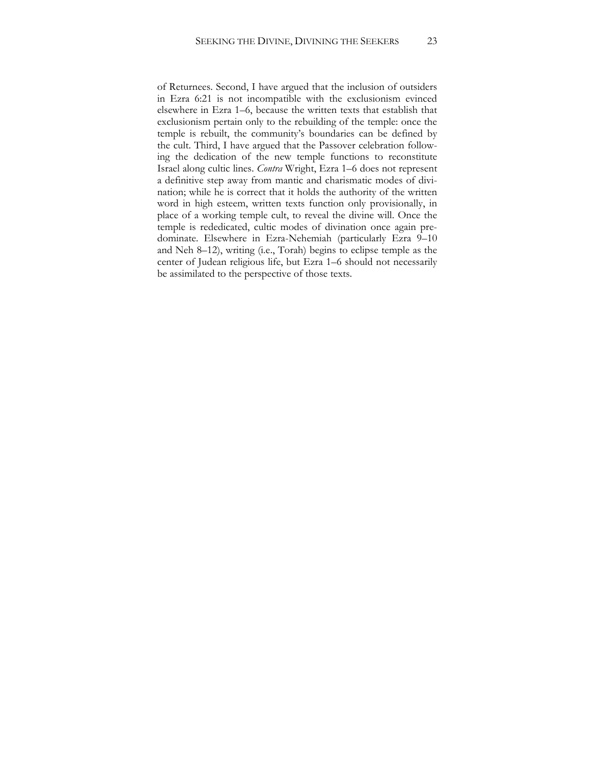of Returnees. Second, I have argued that the inclusion of outsiders in Ezra 6:21 is not incompatible with the exclusionism evinced elsewhere in Ezra 1–6, because the written texts that establish that exclusionism pertain only to the rebuilding of the temple: once the temple is rebuilt, the community's boundaries can be defined by the cult. Third, I have argued that the Passover celebration following the dedication of the new temple functions to reconstitute Israel along cultic lines. *Contra* Wright, Ezra 1–6 does not represent a definitive step away from mantic and charismatic modes of divination; while he is correct that it holds the authority of the written word in high esteem, written texts function only provisionally, in place of a working temple cult, to reveal the divine will. Once the temple is rededicated, cultic modes of divination once again predominate. Elsewhere in Ezra-Nehemiah (particularly Ezra 9–10 and Neh 8–12), writing (i.e., Torah) begins to eclipse temple as the center of Judean religious life, but Ezra 1–6 should not necessarily be assimilated to the perspective of those texts.